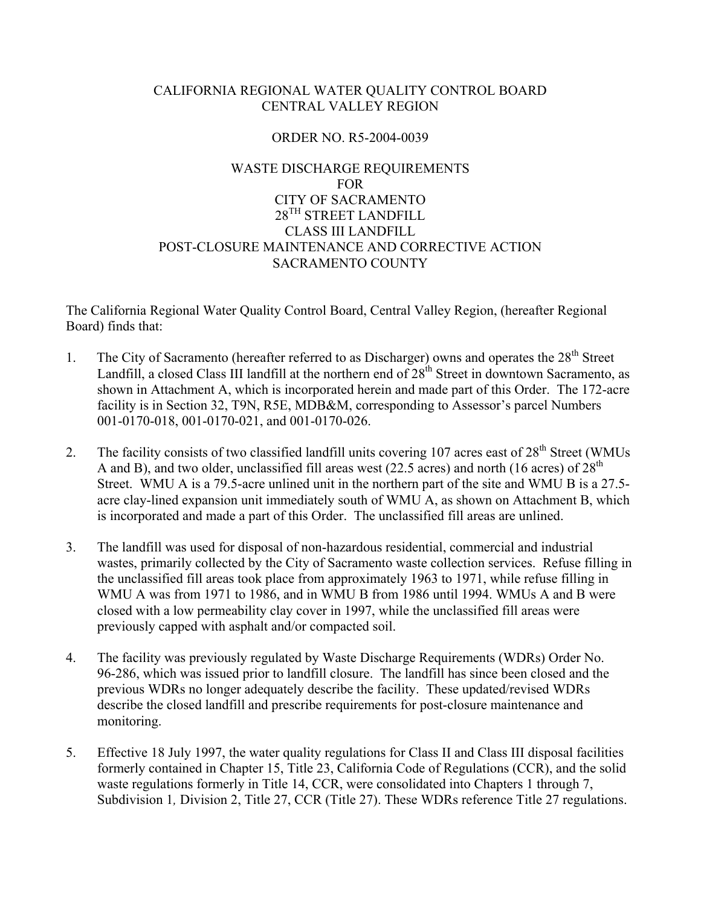CALIFORNIA REGIONAL WATER QUALITY CONTROL BOARD
CENTRAL VALLEY REGION

ORDER NO. R5-2004-0039

WASTE DISCHARGE REQUIREMENTS
FOR
CITY OF SACRAMENTO
28TH STREET LANDFILL
CLASS III LANDFILL
POST-CLOSURE MAINTENANCE AND CORRECTIVE ACTION
SACRAMENTO COUNTY

The California Regional Water Quality Control Board, Central Valley Region, (hereafter Regional Board) finds that:

1. The City of Sacramento (hereafter referred to as Discharger) owns and operates the 28th Street Landfill, a closed Class III landfill at the northern end of 28th Street in downtown Sacramento, as shown in Attachment A, which is incorporated herein and made part of this Order. The 172-acre facility is in Section 32, T9N, R5E, MDB&M, corresponding to Assessor's parcel Numbers 001-0170-018, 001-0170-021, and 001-0170-026.

2. The facility consists of two classified landfill units covering 107 acres east of 28th Street (WMUs A and B), and two older, unclassified fill areas west (22.5 acres) and north (16 acres) of 28th Street. WMU A is a 79.5-acre unlined unit in the northern part of the site and WMU B is a 27.5-acre clay-lined expansion unit immediately south of WMU A, as shown on Attachment B, which is incorporated and made a part of this Order. The unclassified fill areas are unlined.

3. The landfill was used for disposal of non-hazardous residential, commercial and industrial wastes, primarily collected by the City of Sacramento waste collection services. Refuse filling in the unclassified fill areas took place from approximately 1963 to 1971, while refuse filling in WMU A was from 1971 to 1986, and in WMU B from 1986 until 1994. WMUs A and B were closed with a low permeability clay cover in 1997, while the unclassified fill areas were previously capped with asphalt and/or compacted soil.

4. The facility was previously regulated by Waste Discharge Requirements (WDRs) Order No. 96-286, which was issued prior to landfill closure. The landfill has since been closed and the previous WDRs no longer adequately describe the facility. These updated/revised WDRs describe the closed landfill and prescribe requirements for post-closure maintenance and monitoring.

5. Effective 18 July 1997, the water quality regulations for Class II and Class III disposal facilities formerly contained in Chapter 15, Title 23, California Code of Regulations (CCR), and the solid waste regulations formerly in Title 14, CCR, were consolidated into Chapters 1 through 7, Subdivision 1*,* Division 2, Title 27, CCR (Title 27). These WDRs reference Title 27 regulations.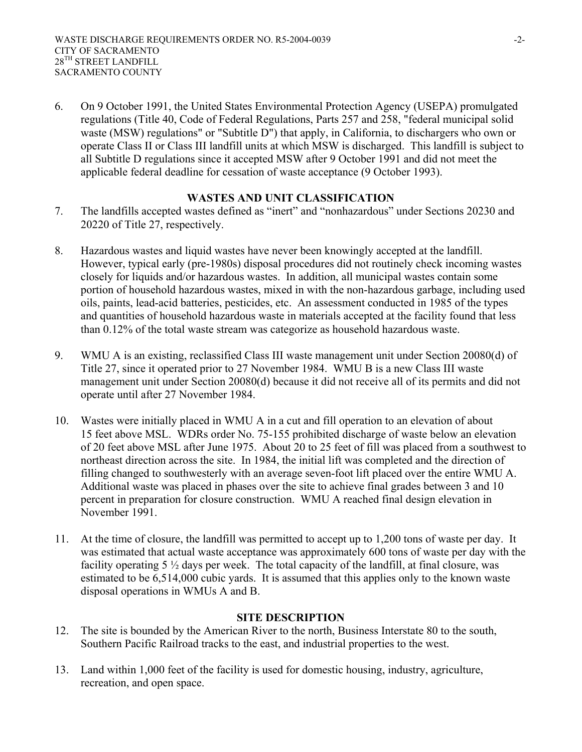6. On 9 October 1991, the United States Environmental Protection Agency (USEPA) promulgated regulations (Title 40, Code of Federal Regulations, Parts 257 and 258, "federal municipal solid waste (MSW) regulations" or "Subtitle D") that apply, in California, to dischargers who own or operate Class II or Class III landfill units at which MSW is discharged. This landfill is subject to all Subtitle D regulations since it accepted MSW after 9 October 1991 and did not meet the applicable federal deadline for cessation of waste acceptance (9 October 1993).

## WASTES AND UNIT CLASSIFICATION

7. The landfills accepted wastes defined as "inert" and "nonhazardous" under Sections 20230 and 20220 of Title 27, respectively.

8. Hazardous wastes and liquid wastes have never been knowingly accepted at the landfill. However, typical early (pre-1980s) disposal procedures did not routinely check incoming wastes closely for liquids and/or hazardous wastes. In addition, all municipal wastes contain some portion of household hazardous wastes, mixed in with the non-hazardous garbage, including used oils, paints, lead-acid batteries, pesticides, etc. An assessment conducted in 1985 of the types and quantities of household hazardous waste in materials accepted at the facility found that less than 0.12% of the total waste stream was categorize as household hazardous waste.

9. WMU A is an existing, reclassified Class III waste management unit under Section 20080(d) of Title 27, since it operated prior to 27 November 1984. WMU B is a new Class III waste management unit under Section 20080(d) because it did not receive all of its permits and did not operate until after 27 November 1984.

10. Wastes were initially placed in WMU A in a cut and fill operation to an elevation of about 15 feet above MSL. WDRs order No. 75-155 prohibited discharge of waste below an elevation of 20 feet above MSL after June 1975. About 20 to 25 feet of fill was placed from a southwest to northeast direction across the site. In 1984, the initial lift was completed and the direction of filling changed to southwesterly with an average seven-foot lift placed over the entire WMU A. Additional waste was placed in phases over the site to achieve final grades between 3 and 10 percent in preparation for closure construction. WMU A reached final design elevation in November 1991.

11. At the time of closure, the landfill was permitted to accept up to 1,200 tons of waste per day. It was estimated that actual waste acceptance was approximately 600 tons of waste per day with the facility operating 5 ½ days per week. The total capacity of the landfill, at final closure, was estimated to be 6,514,000 cubic yards. It is assumed that this applies only to the known waste disposal operations in WMUs A and B.

## SITE DESCRIPTION

12. The site is bounded by the American River to the north, Business Interstate 80 to the south, Southern Pacific Railroad tracks to the east, and industrial properties to the west.

13. Land within 1,000 feet of the facility is used for domestic housing, industry, agriculture, recreation, and open space.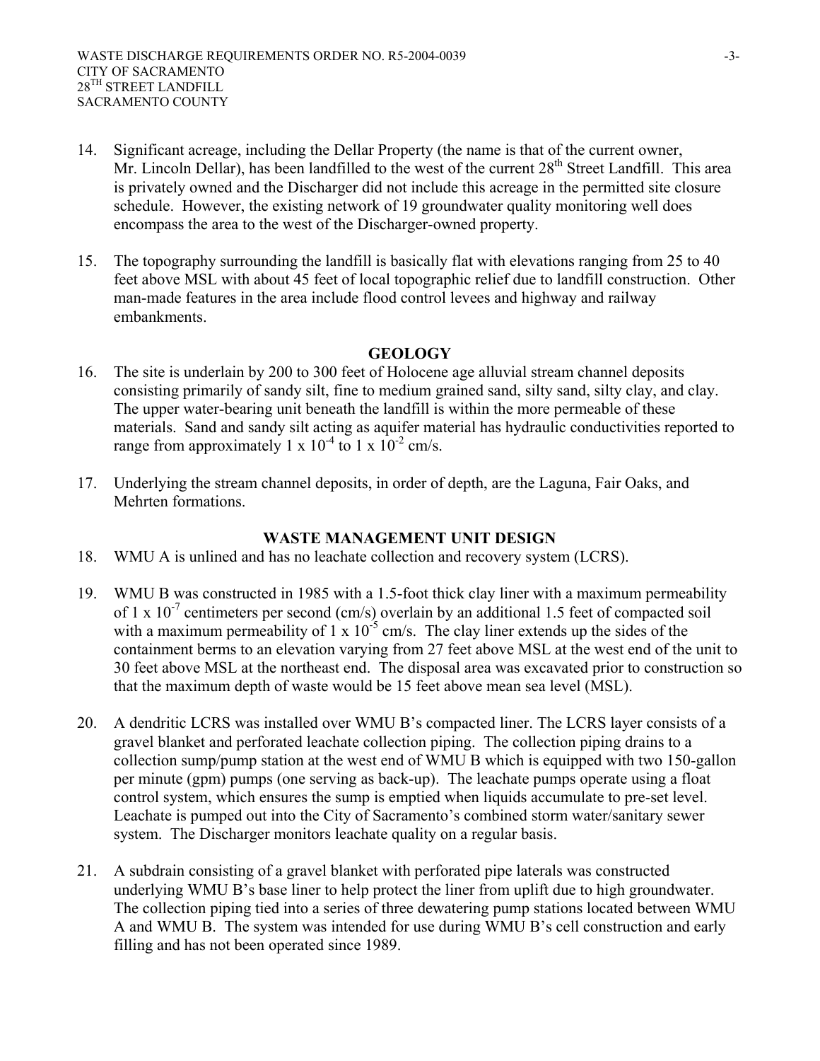14. Significant acreage, including the Dellar Property (the name is that of the current owner, Mr. Lincoln Dellar), has been landfilled to the west of the current 28th Street Landfill. This area is privately owned and the Discharger did not include this acreage in the permitted site closure schedule. However, the existing network of 19 groundwater quality monitoring well does encompass the area to the west of the Discharger-owned property.

15. The topography surrounding the landfill is basically flat with elevations ranging from 25 to 40 feet above MSL with about 45 feet of local topographic relief due to landfill construction. Other man-made features in the area include flood control levees and highway and railway embankments.

## GEOLOGY

16. The site is underlain by 200 to 300 feet of Holocene age alluvial stream channel deposits consisting primarily of sandy silt, fine to medium grained sand, silty sand, silty clay, and clay. The upper water-bearing unit beneath the landfill is within the more permeable of these materials. Sand and sandy silt acting as aquifer material has hydraulic conductivities reported to range from approximately $1 \times 10^{-4}$ to $1 \times 10^{-2}$ cm/s.

17. Underlying the stream channel deposits, in order of depth, are the Laguna, Fair Oaks, and Mehrten formations.

## WASTE MANAGEMENT UNIT DESIGN

18. WMU A is unlined and has no leachate collection and recovery system (LCRS).

19. WMU B was constructed in 1985 with a 1.5-foot thick clay liner with a maximum permeability of $1 \times 10^{-7}$ centimeters per second (cm/s) overlain by an additional 1.5 feet of compacted soil with a maximum permeability of $1 \times 10^{-5}$ cm/s. The clay liner extends up the sides of the containment berms to an elevation varying from 27 feet above MSL at the west end of the unit to 30 feet above MSL at the northeast end. The disposal area was excavated prior to construction so that the maximum depth of waste would be 15 feet above mean sea level (MSL).

20. A dendritic LCRS was installed over WMU B's compacted liner. The LCRS layer consists of a gravel blanket and perforated leachate collection piping. The collection piping drains to a collection sump/pump station at the west end of WMU B which is equipped with two 150-gallon per minute (gpm) pumps (one serving as back-up). The leachate pumps operate using a float control system, which ensures the sump is emptied when liquids accumulate to pre-set level. Leachate is pumped out into the City of Sacramento's combined storm water/sanitary sewer system. The Discharger monitors leachate quality on a regular basis.

21. A subdrain consisting of a gravel blanket with perforated pipe laterals was constructed underlying WMU B's base liner to help protect the liner from uplift due to high groundwater. The collection piping tied into a series of three dewatering pump stations located between WMU A and WMU B. The system was intended for use during WMU B's cell construction and early filling and has not been operated since 1989.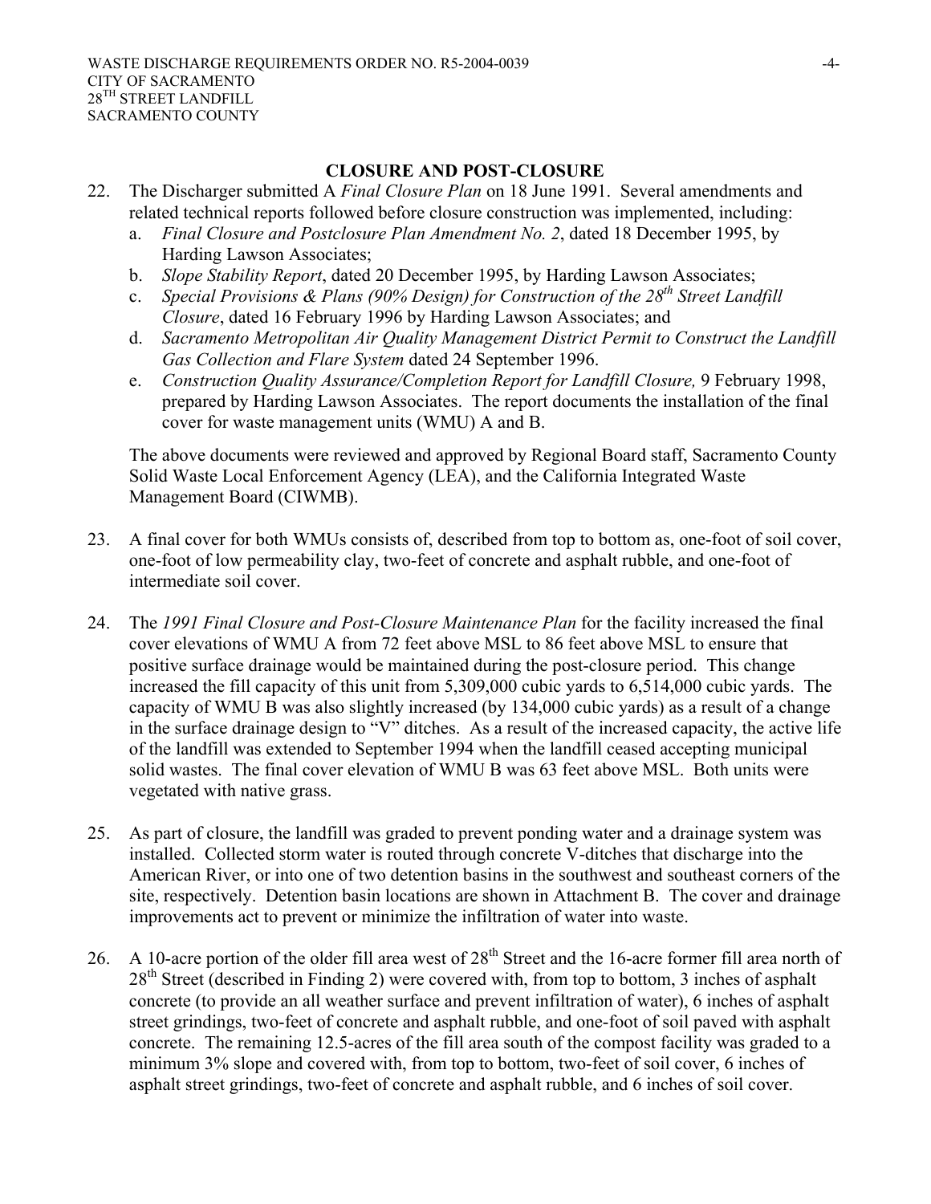## CLOSURE AND POST-CLOSURE

22. The Discharger submitted A *Final Closure Plan* on 18 June 1991. Several amendments and related technical reports followed before closure construction was implemented, including:
    a. *Final Closure and Postclosure Plan Amendment No. 2*, dated 18 December 1995, by Harding Lawson Associates;
    b. *Slope Stability Report*, dated 20 December 1995, by Harding Lawson Associates;
    c. *Special Provisions & Plans (90% Design) for Construction of the 28th Street Landfill Closure*, dated 16 February 1996 by Harding Lawson Associates; and
    d. *Sacramento Metropolitan Air Quality Management District Permit to Construct the Landfill Gas Collection and Flare System* dated 24 September 1996.
    e. *Construction Quality Assurance/Completion Report for Landfill Closure,* 9 February 1998, prepared by Harding Lawson Associates. The report documents the installation of the final cover for waste management units (WMU) A and B.

    The above documents were reviewed and approved by Regional Board staff, Sacramento County Solid Waste Local Enforcement Agency (LEA), and the California Integrated Waste Management Board (CIWMB).

23. A final cover for both WMUs consists of, described from top to bottom as, one-foot of soil cover, one-foot of low permeability clay, two-feet of concrete and asphalt rubble, and one-foot of intermediate soil cover.

24. The *1991 Final Closure and Post-Closure Maintenance Plan* for the facility increased the final cover elevations of WMU A from 72 feet above MSL to 86 feet above MSL to ensure that positive surface drainage would be maintained during the post-closure period. This change increased the fill capacity of this unit from 5,309,000 cubic yards to 6,514,000 cubic yards. The capacity of WMU B was also slightly increased (by 134,000 cubic yards) as a result of a change in the surface drainage design to "V" ditches. As a result of the increased capacity, the active life of the landfill was extended to September 1994 when the landfill ceased accepting municipal solid wastes. The final cover elevation of WMU B was 63 feet above MSL. Both units were vegetated with native grass.

25. As part of closure, the landfill was graded to prevent ponding water and a drainage system was installed. Collected storm water is routed through concrete V-ditches that discharge into the American River, or into one of two detention basins in the southwest and southeast corners of the site, respectively. Detention basin locations are shown in Attachment B. The cover and drainage improvements act to prevent or minimize the infiltration of water into waste.

26. A 10-acre portion of the older fill area west of 28th Street and the 16-acre former fill area north of 28th Street (described in Finding 2) were covered with, from top to bottom, 3 inches of asphalt concrete (to provide an all weather surface and prevent infiltration of water), 6 inches of asphalt street grindings, two-feet of concrete and asphalt rubble, and one-foot of soil paved with asphalt concrete. The remaining 12.5-acres of the fill area south of the compost facility was graded to a minimum 3% slope and covered with, from top to bottom, two-feet of soil cover, 6 inches of asphalt street grindings, two-feet of concrete and asphalt rubble, and 6 inches of soil cover.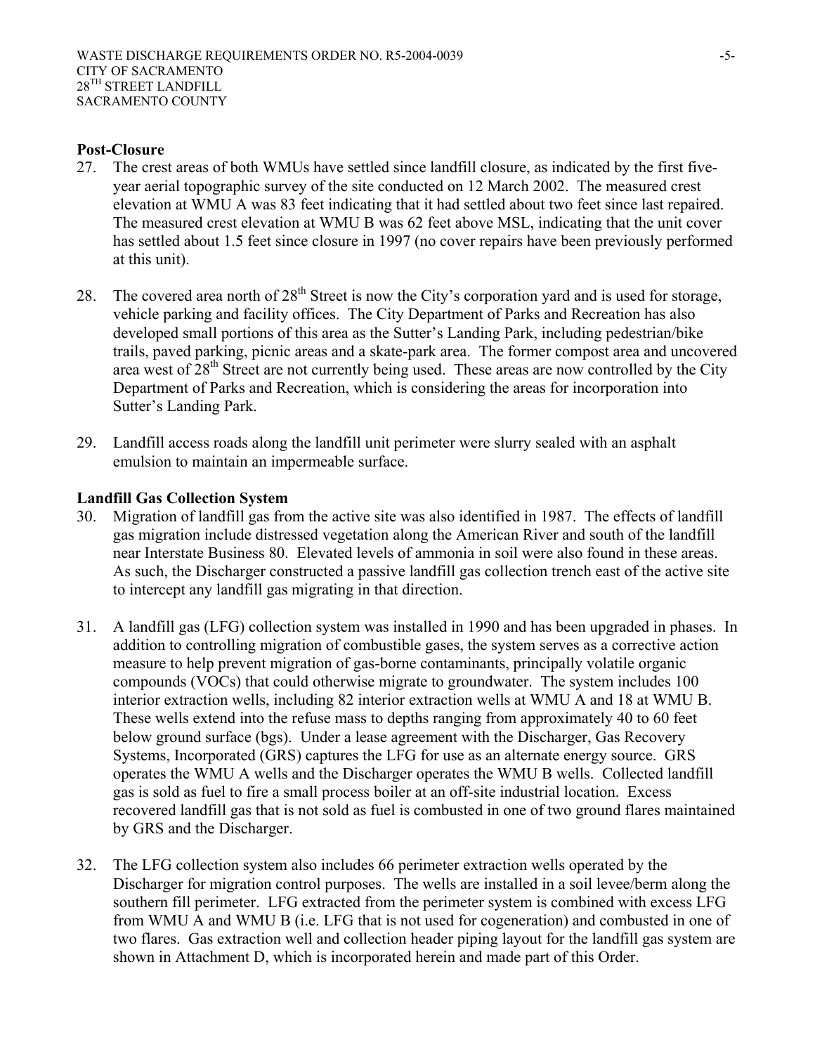**Post-Closure**

27. The crest areas of both WMUs have settled since landfill closure, as indicated by the first five-year aerial topographic survey of the site conducted on 12 March 2002. The measured crest elevation at WMU A was 83 feet indicating that it had settled about two feet since last repaired. The measured crest elevation at WMU B was 62 feet above MSL, indicating that the unit cover has settled about 1.5 feet since closure in 1997 (no cover repairs have been previously performed at this unit).

28. The covered area north of 28th Street is now the City's corporation yard and is used for storage, vehicle parking and facility offices. The City Department of Parks and Recreation has also developed small portions of this area as the Sutter's Landing Park, including pedestrian/bike trails, paved parking, picnic areas and a skate-park area. The former compost area and uncovered area west of 28th Street are not currently being used. These areas are now controlled by the City Department of Parks and Recreation, which is considering the areas for incorporation into Sutter's Landing Park.

29. Landfill access roads along the landfill unit perimeter were slurry sealed with an asphalt emulsion to maintain an impermeable surface.

**Landfill Gas Collection System**

30. Migration of landfill gas from the active site was also identified in 1987. The effects of landfill gas migration include distressed vegetation along the American River and south of the landfill near Interstate Business 80. Elevated levels of ammonia in soil were also found in these areas. As such, the Discharger constructed a passive landfill gas collection trench east of the active site to intercept any landfill gas migrating in that direction.

31. A landfill gas (LFG) collection system was installed in 1990 and has been upgraded in phases. In addition to controlling migration of combustible gases, the system serves as a corrective action measure to help prevent migration of gas-borne contaminants, principally volatile organic compounds (VOCs) that could otherwise migrate to groundwater. The system includes 100 interior extraction wells, including 82 interior extraction wells at WMU A and 18 at WMU B. These wells extend into the refuse mass to depths ranging from approximately 40 to 60 feet below ground surface (bgs). Under a lease agreement with the Discharger, Gas Recovery Systems, Incorporated (GRS) captures the LFG for use as an alternate energy source. GRS operates the WMU A wells and the Discharger operates the WMU B wells. Collected landfill gas is sold as fuel to fire a small process boiler at an off-site industrial location. Excess recovered landfill gas that is not sold as fuel is combusted in one of two ground flares maintained by GRS and the Discharger.

32. The LFG collection system also includes 66 perimeter extraction wells operated by the Discharger for migration control purposes. The wells are installed in a soil levee/berm along the southern fill perimeter. LFG extracted from the perimeter system is combined with excess LFG from WMU A and WMU B (i.e. LFG that is not used for cogeneration) and combusted in one of two flares. Gas extraction well and collection header piping layout for the landfill gas system are shown in Attachment D, which is incorporated herein and made part of this Order.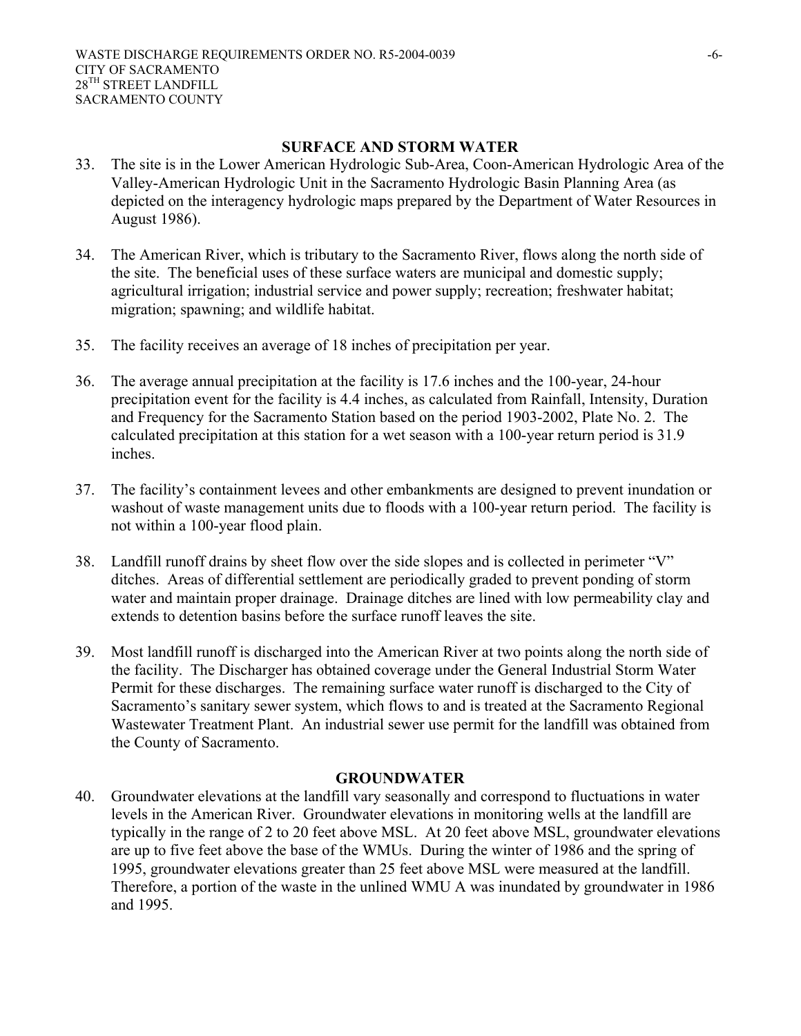## SURFACE AND STORM WATER

33. The site is in the Lower American Hydrologic Sub-Area, Coon-American Hydrologic Area of the Valley-American Hydrologic Unit in the Sacramento Hydrologic Basin Planning Area (as depicted on the interagency hydrologic maps prepared by the Department of Water Resources in August 1986).

34. The American River, which is tributary to the Sacramento River, flows along the north side of the site. The beneficial uses of these surface waters are municipal and domestic supply; agricultural irrigation; industrial service and power supply; recreation; freshwater habitat; migration; spawning; and wildlife habitat.

35. The facility receives an average of 18 inches of precipitation per year.

36. The average annual precipitation at the facility is 17.6 inches and the 100-year, 24-hour precipitation event for the facility is 4.4 inches, as calculated from Rainfall, Intensity, Duration and Frequency for the Sacramento Station based on the period 1903-2002, Plate No. 2. The calculated precipitation at this station for a wet season with a 100-year return period is 31.9 inches.

37. The facility's containment levees and other embankments are designed to prevent inundation or washout of waste management units due to floods with a 100-year return period. The facility is not within a 100-year flood plain.

38. Landfill runoff drains by sheet flow over the side slopes and is collected in perimeter "V" ditches. Areas of differential settlement are periodically graded to prevent ponding of storm water and maintain proper drainage. Drainage ditches are lined with low permeability clay and extends to detention basins before the surface runoff leaves the site.

39. Most landfill runoff is discharged into the American River at two points along the north side of the facility. The Discharger has obtained coverage under the General Industrial Storm Water Permit for these discharges. The remaining surface water runoff is discharged to the City of Sacramento's sanitary sewer system, which flows to and is treated at the Sacramento Regional Wastewater Treatment Plant. An industrial sewer use permit for the landfill was obtained from the County of Sacramento.

## GROUNDWATER

40. Groundwater elevations at the landfill vary seasonally and correspond to fluctuations in water levels in the American River. Groundwater elevations in monitoring wells at the landfill are typically in the range of 2 to 20 feet above MSL. At 20 feet above MSL, groundwater elevations are up to five feet above the base of the WMUs. During the winter of 1986 and the spring of 1995, groundwater elevations greater than 25 feet above MSL were measured at the landfill. Therefore, a portion of the waste in the unlined WMU A was inundated by groundwater in 1986 and 1995.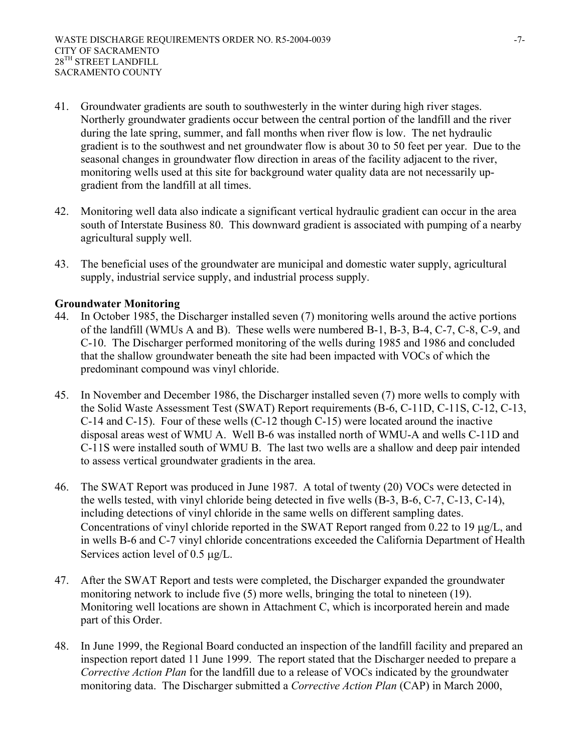41. Groundwater gradients are south to southwesterly in the winter during high river stages. Northerly groundwater gradients occur between the central portion of the landfill and the river during the late spring, summer, and fall months when river flow is low. The net hydraulic gradient is to the southwest and net groundwater flow is about 30 to 50 feet per year. Due to the seasonal changes in groundwater flow direction in areas of the facility adjacent to the river, monitoring wells used at this site for background water quality data are not necessarily up-gradient from the landfill at all times.

42. Monitoring well data also indicate a significant vertical hydraulic gradient can occur in the area south of Interstate Business 80. This downward gradient is associated with pumping of a nearby agricultural supply well.

43. The beneficial uses of the groundwater are municipal and domestic water supply, agricultural supply, industrial service supply, and industrial process supply.

**Groundwater Monitoring**

44. In October 1985, the Discharger installed seven (7) monitoring wells around the active portions of the landfill (WMUs A and B). These wells were numbered B-1, B-3, B-4, C-7, C-8, C-9, and C-10. The Discharger performed monitoring of the wells during 1985 and 1986 and concluded that the shallow groundwater beneath the site had been impacted with VOCs of which the predominant compound was vinyl chloride.

45. In November and December 1986, the Discharger installed seven (7) more wells to comply with the Solid Waste Assessment Test (SWAT) Report requirements (B-6, C-11D, C-11S, C-12, C-13, C-14 and C-15). Four of these wells (C-12 though C-15) were located around the inactive disposal areas west of WMU A. Well B-6 was installed north of WMU-A and wells C-11D and C-11S were installed south of WMU B. The last two wells are a shallow and deep pair intended to assess vertical groundwater gradients in the area.

46. The SWAT Report was produced in June 1987. A total of twenty (20) VOCs were detected in the wells tested, with vinyl chloride being detected in five wells (B-3, B-6, C-7, C-13, C-14), including detections of vinyl chloride in the same wells on different sampling dates. Concentrations of vinyl chloride reported in the SWAT Report ranged from 0.22 to 19 μg/L, and in wells B-6 and C-7 vinyl chloride concentrations exceeded the California Department of Health Services action level of 0.5 μg/L.

47. After the SWAT Report and tests were completed, the Discharger expanded the groundwater monitoring network to include five (5) more wells, bringing the total to nineteen (19). Monitoring well locations are shown in Attachment C, which is incorporated herein and made part of this Order.

48. In June 1999, the Regional Board conducted an inspection of the landfill facility and prepared an inspection report dated 11 June 1999. The report stated that the Discharger needed to prepare a *Corrective Action Plan* for the landfill due to a release of VOCs indicated by the groundwater monitoring data. The Discharger submitted a *Corrective Action Plan* (CAP) in March 2000,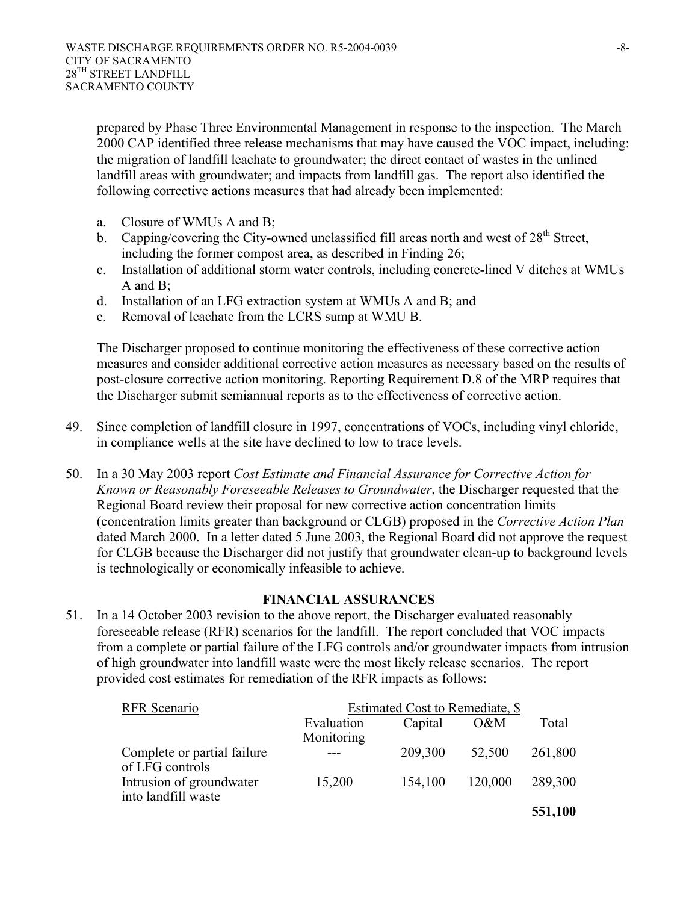prepared by Phase Three Environmental Management in response to the inspection. The March 2000 CAP identified three release mechanisms that may have caused the VOC impact, including: the migration of landfill leachate to groundwater; the direct contact of wastes in the unlined landfill areas with groundwater; and impacts from landfill gas. The report also identified the following corrective actions measures that had already been implemented:

a. Closure of WMUs A and B;
b. Capping/covering the City-owned unclassified fill areas north and west of 28th Street, including the former compost area, as described in Finding 26;
c. Installation of additional storm water controls, including concrete-lined V ditches at WMUs A and B;
d. Installation of an LFG extraction system at WMUs A and B; and
e. Removal of leachate from the LCRS sump at WMU B.

The Discharger proposed to continue monitoring the effectiveness of these corrective action measures and consider additional corrective action measures as necessary based on the results of post-closure corrective action monitoring. Reporting Requirement D.8 of the MRP requires that the Discharger submit semiannual reports as to the effectiveness of corrective action.

49. Since completion of landfill closure in 1997, concentrations of VOCs, including vinyl chloride, in compliance wells at the site have declined to low to trace levels.

50. In a 30 May 2003 report *Cost Estimate and Financial Assurance for Corrective Action for Known or Reasonably Foreseeable Releases to Groundwater*, the Discharger requested that the Regional Board review their proposal for new corrective action concentration limits (concentration limits greater than background or CLGB) proposed in the *Corrective Action Plan* dated March 2000. In a letter dated 5 June 2003, the Regional Board did not approve the request for CLGB because the Discharger did not justify that groundwater clean-up to background levels is technologically or economically infeasible to achieve.

## FINANCIAL ASSURANCES

51. In a 14 October 2003 revision to the above report, the Discharger evaluated reasonably foreseeable release (RFR) scenarios for the landfill. The report concluded that VOC impacts from a complete or partial failure of the LFG controls and/or groundwater impacts from intrusion of high groundwater into landfill waste were the most likely release scenarios. The report provided cost estimates for remediation of the RFR impacts as follows:

| RFR Scenario | Estimated Cost to Remediate, $ | | | |
|---|---|---|---|---|
| | Evaluation Monitoring | Capital | O&M | Total |
| Complete or partial failure of LFG controls | --- | 209,300 | 52,500 | 261,800 |
| Intrusion of groundwater into landfill waste | 15,200 | 154,100 | 120,000 | 289,300 |
| | | | | **551,100** |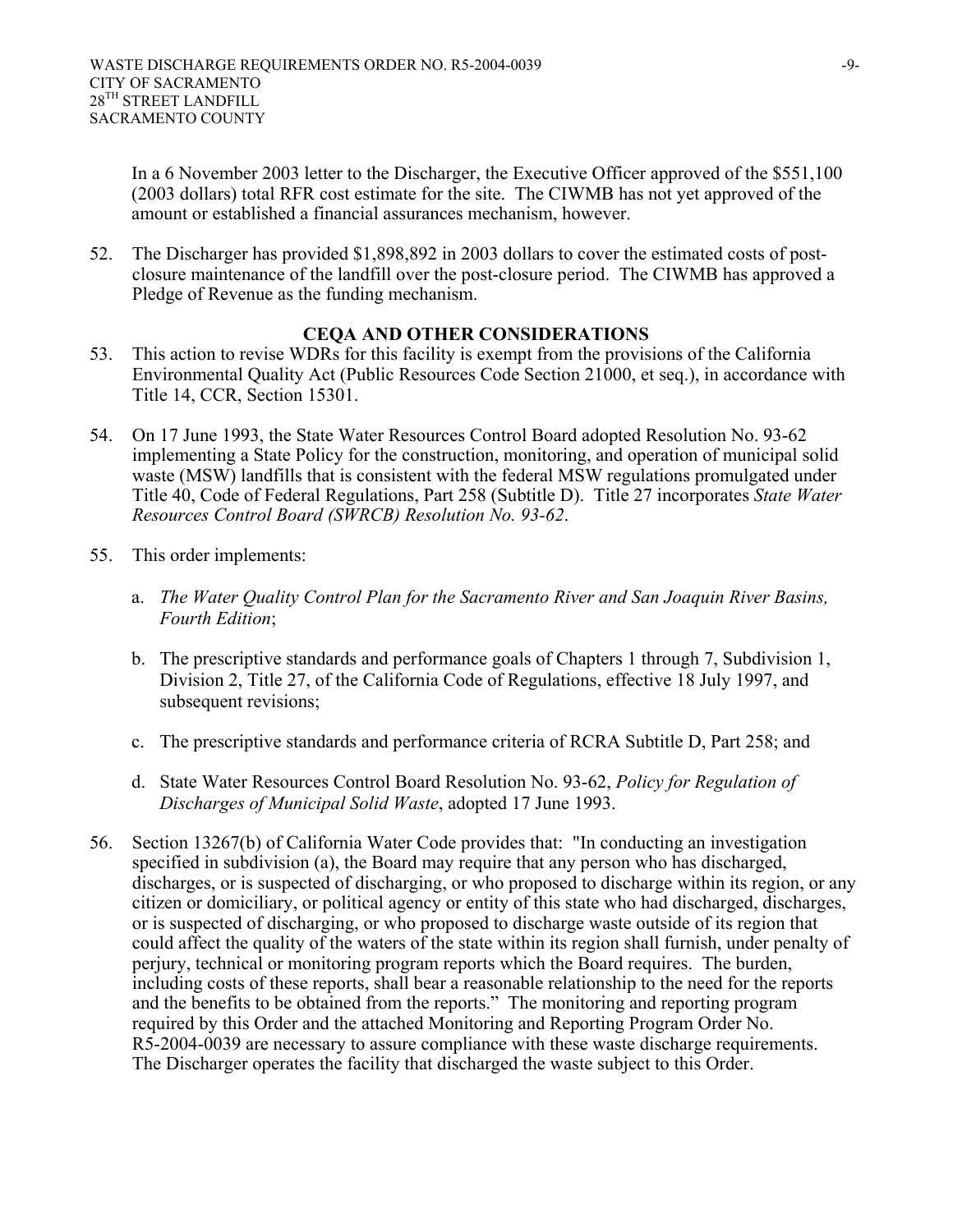In a 6 November 2003 letter to the Discharger, the Executive Officer approved of the $551,100 (2003 dollars) total RFR cost estimate for the site. The CIWMB has not yet approved of the amount or established a financial assurances mechanism, however.

52. The Discharger has provided $1,898,892 in 2003 dollars to cover the estimated costs of post-closure maintenance of the landfill over the post-closure period. The CIWMB has approved a Pledge of Revenue as the funding mechanism.

## CEQA AND OTHER CONSIDERATIONS

53. This action to revise WDRs for this facility is exempt from the provisions of the California Environmental Quality Act (Public Resources Code Section 21000, et seq.), in accordance with Title 14, CCR, Section 15301.

54. On 17 June 1993, the State Water Resources Control Board adopted Resolution No. 93-62 implementing a State Policy for the construction, monitoring, and operation of municipal solid waste (MSW) landfills that is consistent with the federal MSW regulations promulgated under Title 40, Code of Federal Regulations, Part 258 (Subtitle D). Title 27 incorporates *State Water Resources Control Board (SWRCB) Resolution No. 93-62*.

55. This order implements:

    a. *The Water Quality Control Plan for the Sacramento River and San Joaquin River Basins, Fourth Edition*;

    b. The prescriptive standards and performance goals of Chapters 1 through 7, Subdivision 1, Division 2, Title 27, of the California Code of Regulations, effective 18 July 1997, and subsequent revisions;

    c. The prescriptive standards and performance criteria of RCRA Subtitle D, Part 258; and

    d. State Water Resources Control Board Resolution No. 93-62, *Policy for Regulation of Discharges of Municipal Solid Waste*, adopted 17 June 1993.

56. Section 13267(b) of California Water Code provides that: "In conducting an investigation specified in subdivision (a), the Board may require that any person who has discharged, discharges, or is suspected of discharging, or who proposed to discharge within its region, or any citizen or domiciliary, or political agency or entity of this state who had discharged, discharges, or is suspected of discharging, or who proposed to discharge waste outside of its region that could affect the quality of the waters of the state within its region shall furnish, under penalty of perjury, technical or monitoring program reports which the Board requires. The burden, including costs of these reports, shall bear a reasonable relationship to the need for the reports and the benefits to be obtained from the reports." The monitoring and reporting program required by this Order and the attached Monitoring and Reporting Program Order No. R5-2004-0039 are necessary to assure compliance with these waste discharge requirements. The Discharger operates the facility that discharged the waste subject to this Order.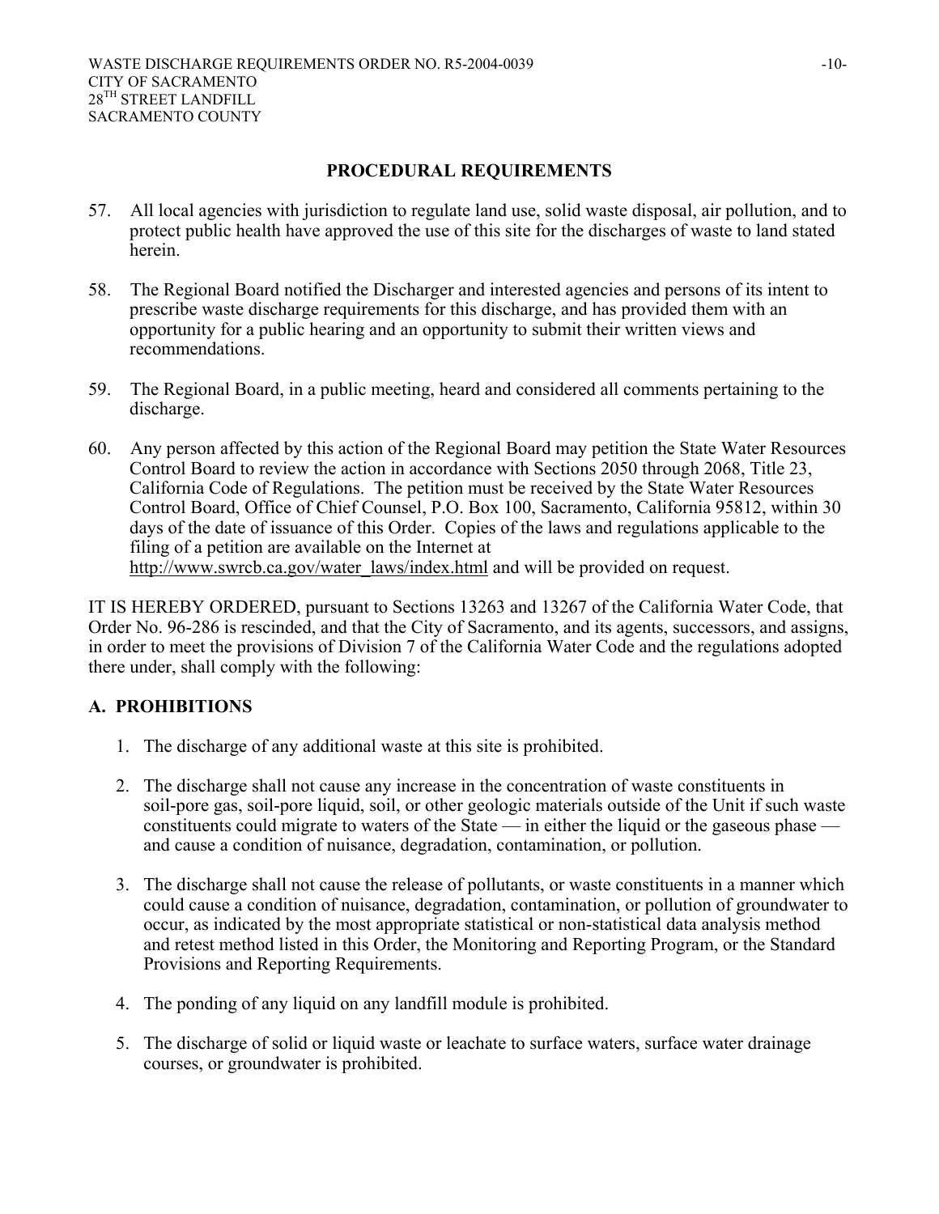## PROCEDURAL REQUIREMENTS

57. All local agencies with jurisdiction to regulate land use, solid waste disposal, air pollution, and to protect public health have approved the use of this site for the discharges of waste to land stated herein.

58. The Regional Board notified the Discharger and interested agencies and persons of its intent to prescribe waste discharge requirements for this discharge, and has provided them with an opportunity for a public hearing and an opportunity to submit their written views and recommendations.

59. The Regional Board, in a public meeting, heard and considered all comments pertaining to the discharge.

60. Any person affected by this action of the Regional Board may petition the State Water Resources Control Board to review the action in accordance with Sections 2050 through 2068, Title 23, California Code of Regulations. The petition must be received by the State Water Resources Control Board, Office of Chief Counsel, P.O. Box 100, Sacramento, California 95812, within 30 days of the date of issuance of this Order. Copies of the laws and regulations applicable to the filing of a petition are available on the Internet at http://www.swrcb.ca.gov/water_laws/index.html and will be provided on request.

IT IS HEREBY ORDERED, pursuant to Sections 13263 and 13267 of the California Water Code, that Order No. 96-286 is rescinded, and that the City of Sacramento, and its agents, successors, and assigns, in order to meet the provisions of Division 7 of the California Water Code and the regulations adopted there under, shall comply with the following:

### A. PROHIBITIONS

1. The discharge of any additional waste at this site is prohibited.

2. The discharge shall not cause any increase in the concentration of waste constituents in soil-pore gas, soil-pore liquid, soil, or other geologic materials outside of the Unit if such waste constituents could migrate to waters of the State — in either the liquid or the gaseous phase — and cause a condition of nuisance, degradation, contamination, or pollution.

3. The discharge shall not cause the release of pollutants, or waste constituents in a manner which could cause a condition of nuisance, degradation, contamination, or pollution of groundwater to occur, as indicated by the most appropriate statistical or non-statistical data analysis method and retest method listed in this Order, the Monitoring and Reporting Program, or the Standard Provisions and Reporting Requirements.

4. The ponding of any liquid on any landfill module is prohibited.

5. The discharge of solid or liquid waste or leachate to surface waters, surface water drainage courses, or groundwater is prohibited.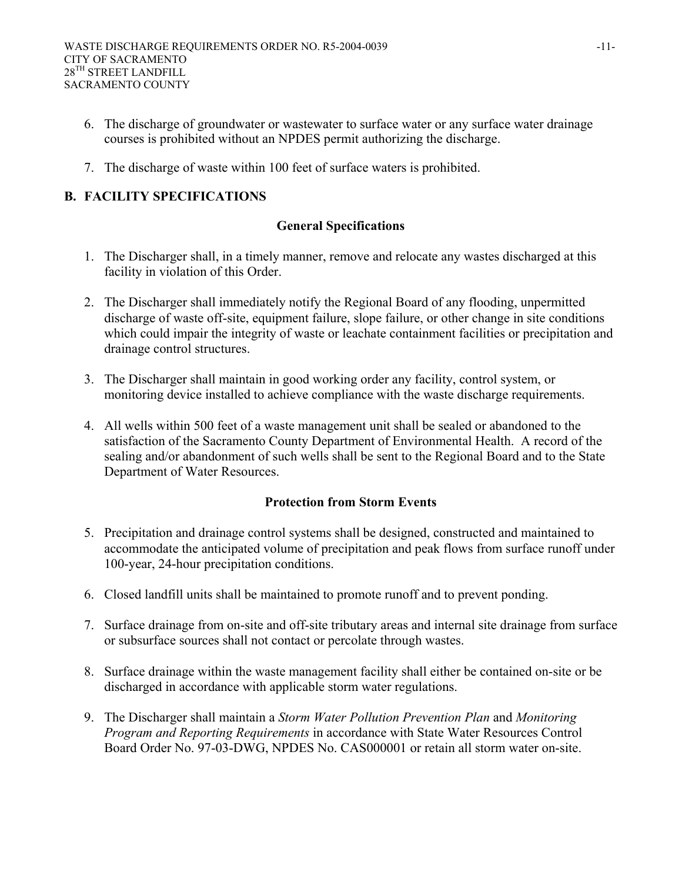6. The discharge of groundwater or wastewater to surface water or any surface water drainage courses is prohibited without an NPDES permit authorizing the discharge.

7. The discharge of waste within 100 feet of surface waters is prohibited.

## B. FACILITY SPECIFICATIONS

### General Specifications

1. The Discharger shall, in a timely manner, remove and relocate any wastes discharged at this facility in violation of this Order.

2. The Discharger shall immediately notify the Regional Board of any flooding, unpermitted discharge of waste off-site, equipment failure, slope failure, or other change in site conditions which could impair the integrity of waste or leachate containment facilities or precipitation and drainage control structures.

3. The Discharger shall maintain in good working order any facility, control system, or monitoring device installed to achieve compliance with the waste discharge requirements.

4. All wells within 500 feet of a waste management unit shall be sealed or abandoned to the satisfaction of the Sacramento County Department of Environmental Health. A record of the sealing and/or abandonment of such wells shall be sent to the Regional Board and to the State Department of Water Resources.

### Protection from Storm Events

5. Precipitation and drainage control systems shall be designed, constructed and maintained to accommodate the anticipated volume of precipitation and peak flows from surface runoff under 100-year, 24-hour precipitation conditions.

6. Closed landfill units shall be maintained to promote runoff and to prevent ponding.

7. Surface drainage from on-site and off-site tributary areas and internal site drainage from surface or subsurface sources shall not contact or percolate through wastes.

8. Surface drainage within the waste management facility shall either be contained on-site or be discharged in accordance with applicable storm water regulations.

9. The Discharger shall maintain a *Storm Water Pollution Prevention Plan* and *Monitoring Program and Reporting Requirements* in accordance with State Water Resources Control Board Order No. 97-03-DWG, NPDES No. CAS000001 or retain all storm water on-site.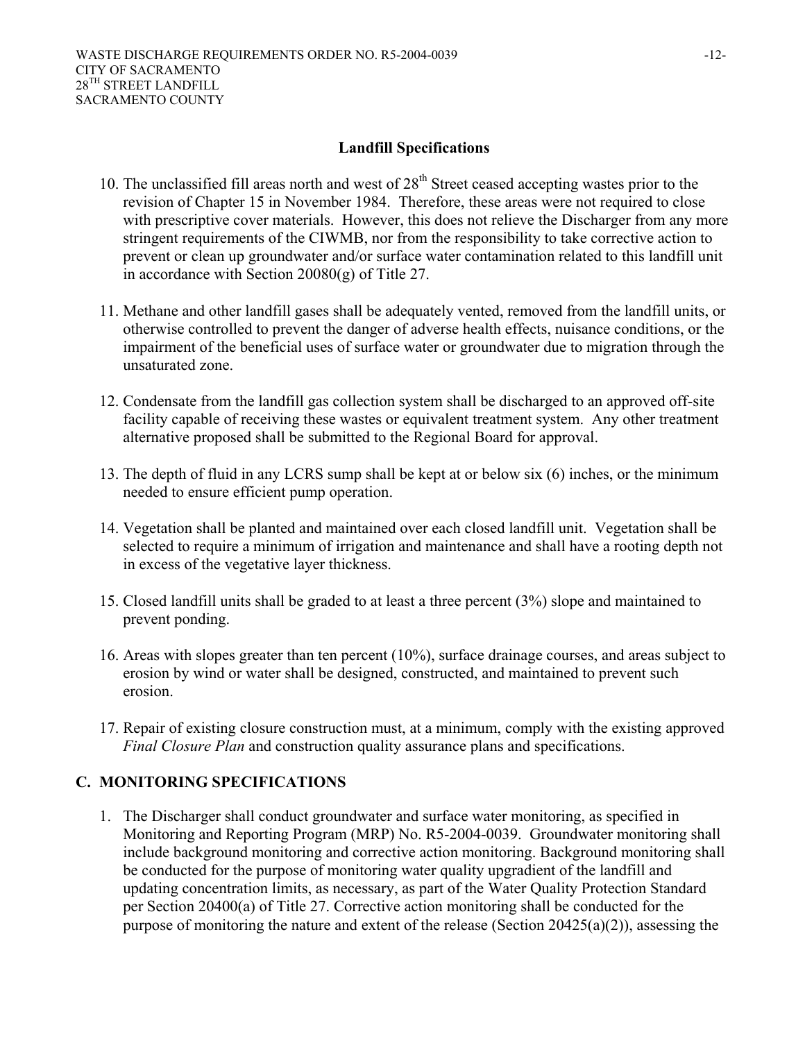### Landfill Specifications

10. The unclassified fill areas north and west of 28th Street ceased accepting wastes prior to the revision of Chapter 15 in November 1984. Therefore, these areas were not required to close with prescriptive cover materials. However, this does not relieve the Discharger from any more stringent requirements of the CIWMB, nor from the responsibility to take corrective action to prevent or clean up groundwater and/or surface water contamination related to this landfill unit in accordance with Section 20080(g) of Title 27.

11. Methane and other landfill gases shall be adequately vented, removed from the landfill units, or otherwise controlled to prevent the danger of adverse health effects, nuisance conditions, or the impairment of the beneficial uses of surface water or groundwater due to migration through the unsaturated zone.

12. Condensate from the landfill gas collection system shall be discharged to an approved off-site facility capable of receiving these wastes or equivalent treatment system. Any other treatment alternative proposed shall be submitted to the Regional Board for approval.

13. The depth of fluid in any LCRS sump shall be kept at or below six (6) inches, or the minimum needed to ensure efficient pump operation.

14. Vegetation shall be planted and maintained over each closed landfill unit. Vegetation shall be selected to require a minimum of irrigation and maintenance and shall have a rooting depth not in excess of the vegetative layer thickness.

15. Closed landfill units shall be graded to at least a three percent (3%) slope and maintained to prevent ponding.

16. Areas with slopes greater than ten percent (10%), surface drainage courses, and areas subject to erosion by wind or water shall be designed, constructed, and maintained to prevent such erosion.

17. Repair of existing closure construction must, at a minimum, comply with the existing approved *Final Closure Plan* and construction quality assurance plans and specifications.

## C. MONITORING SPECIFICATIONS

1. The Discharger shall conduct groundwater and surface water monitoring, as specified in Monitoring and Reporting Program (MRP) No. R5-2004-0039. Groundwater monitoring shall include background monitoring and corrective action monitoring. Background monitoring shall be conducted for the purpose of monitoring water quality upgradient of the landfill and updating concentration limits, as necessary, as part of the Water Quality Protection Standard per Section 20400(a) of Title 27. Corrective action monitoring shall be conducted for the purpose of monitoring the nature and extent of the release (Section 20425(a)(2)), assessing the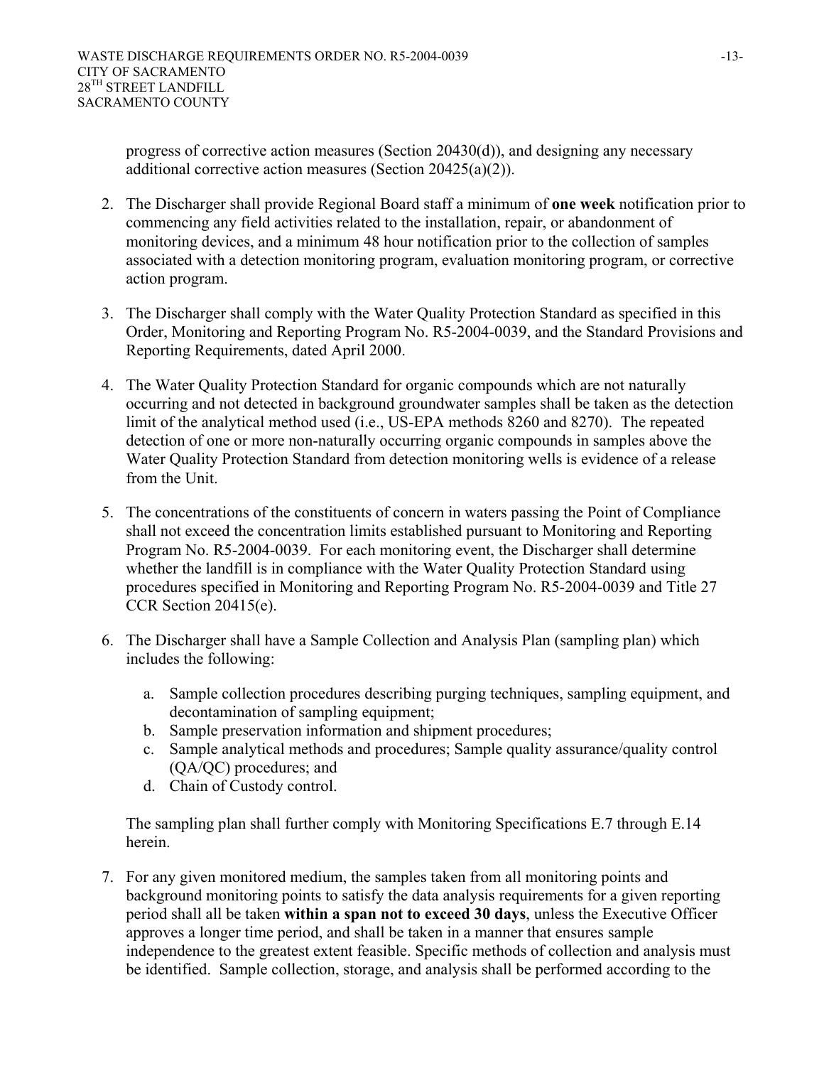progress of corrective action measures (Section 20430(d)), and designing any necessary additional corrective action measures (Section 20425(a)(2)).

2. The Discharger shall provide Regional Board staff a minimum of **one week** notification prior to commencing any field activities related to the installation, repair, or abandonment of monitoring devices, and a minimum 48 hour notification prior to the collection of samples associated with a detection monitoring program, evaluation monitoring program, or corrective action program.

3. The Discharger shall comply with the Water Quality Protection Standard as specified in this Order, Monitoring and Reporting Program No. R5-2004-0039, and the Standard Provisions and Reporting Requirements, dated April 2000.

4. The Water Quality Protection Standard for organic compounds which are not naturally occurring and not detected in background groundwater samples shall be taken as the detection limit of the analytical method used (i.e., US-EPA methods 8260 and 8270). The repeated detection of one or more non-naturally occurring organic compounds in samples above the Water Quality Protection Standard from detection monitoring wells is evidence of a release from the Unit.

5. The concentrations of the constituents of concern in waters passing the Point of Compliance shall not exceed the concentration limits established pursuant to Monitoring and Reporting Program No. R5-2004-0039. For each monitoring event, the Discharger shall determine whether the landfill is in compliance with the Water Quality Protection Standard using procedures specified in Monitoring and Reporting Program No. R5-2004-0039 and Title 27 CCR Section 20415(e).

6. The Discharger shall have a Sample Collection and Analysis Plan (sampling plan) which includes the following:

   a. Sample collection procedures describing purging techniques, sampling equipment, and decontamination of sampling equipment;
   b. Sample preservation information and shipment procedures;
   c. Sample analytical methods and procedures; Sample quality assurance/quality control (QA/QC) procedures; and
   d. Chain of Custody control.

   The sampling plan shall further comply with Monitoring Specifications E.7 through E.14 herein.

7. For any given monitored medium, the samples taken from all monitoring points and background monitoring points to satisfy the data analysis requirements for a given reporting period shall all be taken **within a span not to exceed 30 days**, unless the Executive Officer approves a longer time period, and shall be taken in a manner that ensures sample independence to the greatest extent feasible. Specific methods of collection and analysis must be identified. Sample collection, storage, and analysis shall be performed according to the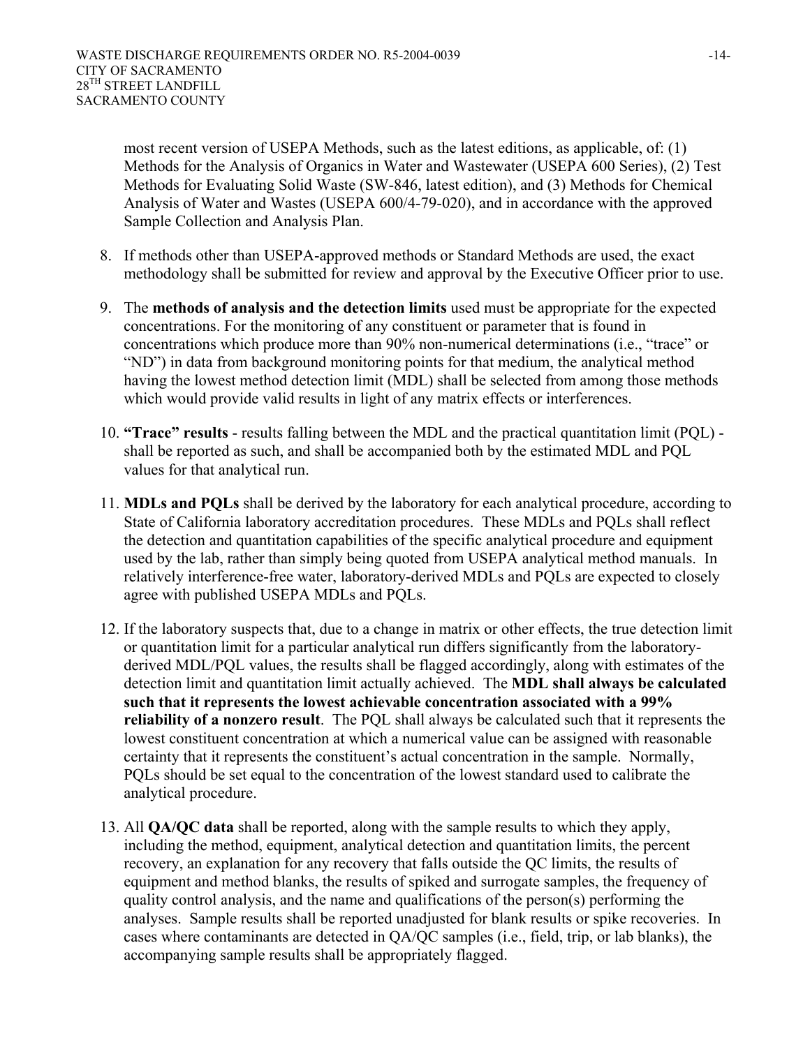most recent version of USEPA Methods, such as the latest editions, as applicable, of: (1) Methods for the Analysis of Organics in Water and Wastewater (USEPA 600 Series), (2) Test Methods for Evaluating Solid Waste (SW-846, latest edition), and (3) Methods for Chemical Analysis of Water and Wastes (USEPA 600/4-79-020), and in accordance with the approved Sample Collection and Analysis Plan.

8. If methods other than USEPA-approved methods or Standard Methods are used, the exact methodology shall be submitted for review and approval by the Executive Officer prior to use.

9. The **methods of analysis and the detection limits** used must be appropriate for the expected concentrations. For the monitoring of any constituent or parameter that is found in concentrations which produce more than 90% non-numerical determinations (i.e., "trace" or "ND") in data from background monitoring points for that medium, the analytical method having the lowest method detection limit (MDL) shall be selected from among those methods which would provide valid results in light of any matrix effects or interferences.

10. **"Trace" results** - results falling between the MDL and the practical quantitation limit (PQL) - shall be reported as such, and shall be accompanied both by the estimated MDL and PQL values for that analytical run.

11. **MDLs and PQLs** shall be derived by the laboratory for each analytical procedure, according to State of California laboratory accreditation procedures. These MDLs and PQLs shall reflect the detection and quantitation capabilities of the specific analytical procedure and equipment used by the lab, rather than simply being quoted from USEPA analytical method manuals. In relatively interference-free water, laboratory-derived MDLs and PQLs are expected to closely agree with published USEPA MDLs and PQLs.

12. If the laboratory suspects that, due to a change in matrix or other effects, the true detection limit or quantitation limit for a particular analytical run differs significantly from the laboratory-derived MDL/PQL values, the results shall be flagged accordingly, along with estimates of the detection limit and quantitation limit actually achieved. The **MDL shall always be calculated such that it represents the lowest achievable concentration associated with a 99% reliability of a nonzero result**. The PQL shall always be calculated such that it represents the lowest constituent concentration at which a numerical value can be assigned with reasonable certainty that it represents the constituent's actual concentration in the sample. Normally, PQLs should be set equal to the concentration of the lowest standard used to calibrate the analytical procedure.

13. All **QA/QC data** shall be reported, along with the sample results to which they apply, including the method, equipment, analytical detection and quantitation limits, the percent recovery, an explanation for any recovery that falls outside the QC limits, the results of equipment and method blanks, the results of spiked and surrogate samples, the frequency of quality control analysis, and the name and qualifications of the person(s) performing the analyses. Sample results shall be reported unadjusted for blank results or spike recoveries. In cases where contaminants are detected in QA/QC samples (i.e., field, trip, or lab blanks), the accompanying sample results shall be appropriately flagged.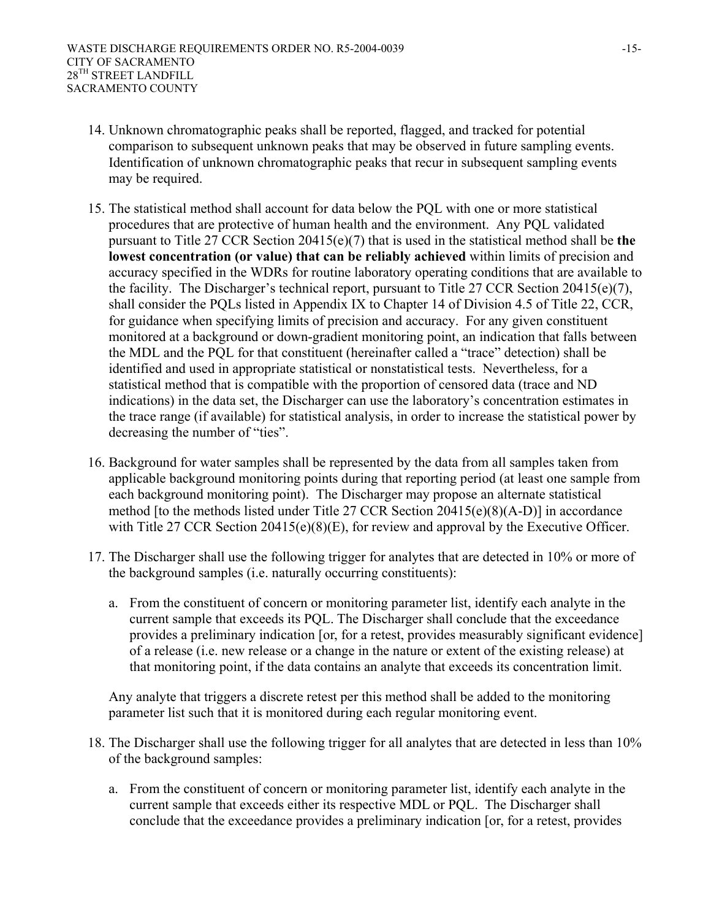14. Unknown chromatographic peaks shall be reported, flagged, and tracked for potential comparison to subsequent unknown peaks that may be observed in future sampling events. Identification of unknown chromatographic peaks that recur in subsequent sampling events may be required.

15. The statistical method shall account for data below the PQL with one or more statistical procedures that are protective of human health and the environment. Any PQL validated pursuant to Title 27 CCR Section 20415(e)(7) that is used in the statistical method shall be **the lowest concentration (or value) that can be reliably achieved** within limits of precision and accuracy specified in the WDRs for routine laboratory operating conditions that are available to the facility. The Discharger's technical report, pursuant to Title 27 CCR Section 20415(e)(7), shall consider the PQLs listed in Appendix IX to Chapter 14 of Division 4.5 of Title 22, CCR, for guidance when specifying limits of precision and accuracy. For any given constituent monitored at a background or down-gradient monitoring point, an indication that falls between the MDL and the PQL for that constituent (hereinafter called a "trace" detection) shall be identified and used in appropriate statistical or nonstatistical tests. Nevertheless, for a statistical method that is compatible with the proportion of censored data (trace and ND indications) in the data set, the Discharger can use the laboratory's concentration estimates in the trace range (if available) for statistical analysis, in order to increase the statistical power by decreasing the number of "ties".

16. Background for water samples shall be represented by the data from all samples taken from applicable background monitoring points during that reporting period (at least one sample from each background monitoring point). The Discharger may propose an alternate statistical method [to the methods listed under Title 27 CCR Section 20415(e)(8)(A-D)] in accordance with Title 27 CCR Section 20415(e)(8)(E), for review and approval by the Executive Officer.

17. The Discharger shall use the following trigger for analytes that are detected in 10% or more of the background samples (i.e. naturally occurring constituents):

    a. From the constituent of concern or monitoring parameter list, identify each analyte in the current sample that exceeds its PQL. The Discharger shall conclude that the exceedance provides a preliminary indication [or, for a retest, provides measurably significant evidence] of a release (i.e. new release or a change in the nature or extent of the existing release) at that monitoring point, if the data contains an analyte that exceeds its concentration limit.

    Any analyte that triggers a discrete retest per this method shall be added to the monitoring parameter list such that it is monitored during each regular monitoring event.

18. The Discharger shall use the following trigger for all analytes that are detected in less than 10% of the background samples:

    a. From the constituent of concern or monitoring parameter list, identify each analyte in the current sample that exceeds either its respective MDL or PQL. The Discharger shall conclude that the exceedance provides a preliminary indication [or, for a retest, provides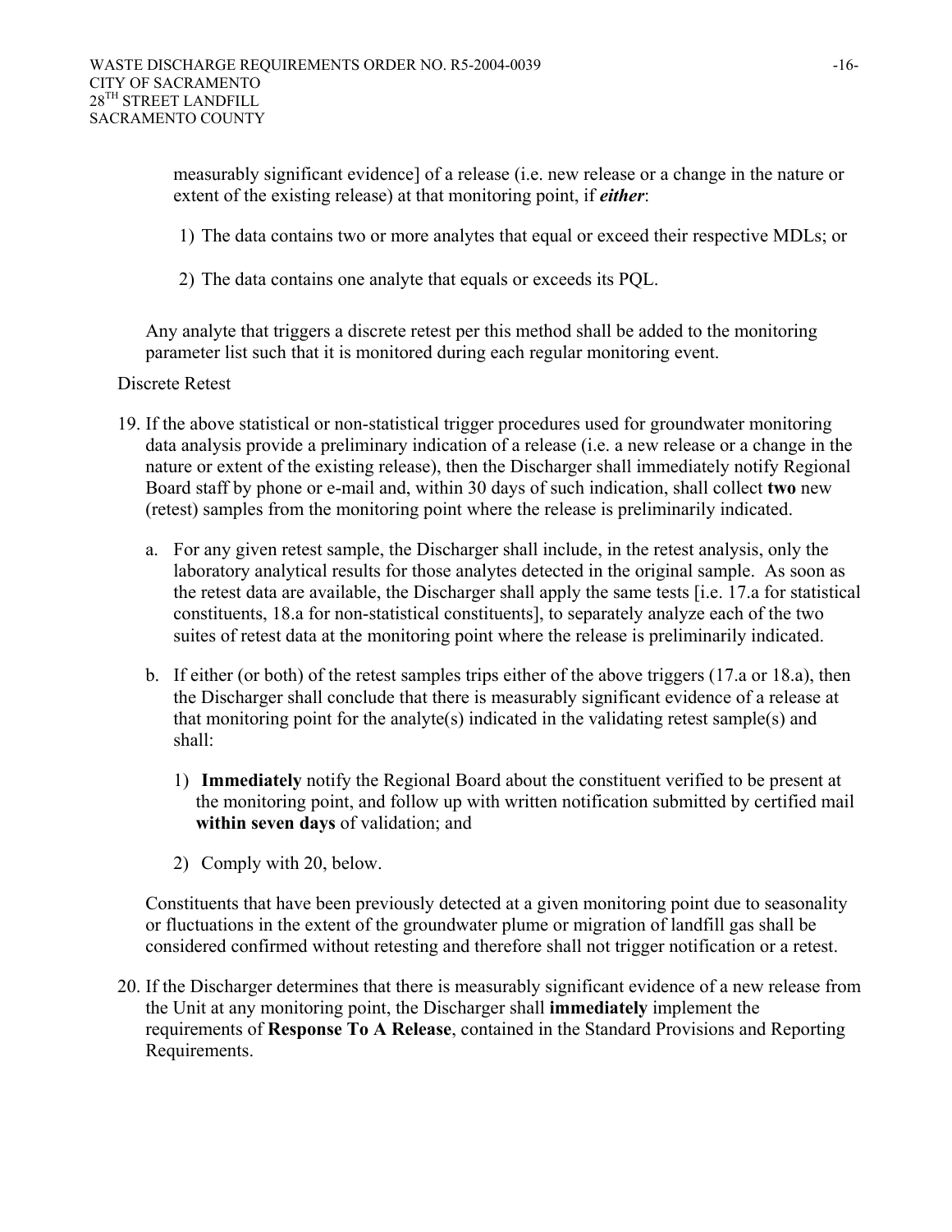measurably significant evidence] of a release (i.e. new release or a change in the nature or extent of the existing release) at that monitoring point, if ***either***:

1) The data contains two or more analytes that equal or exceed their respective MDLs; or

2) The data contains one analyte that equals or exceeds its PQL.

Any analyte that triggers a discrete retest per this method shall be added to the monitoring parameter list such that it is monitored during each regular monitoring event.

Discrete Retest

19. If the above statistical or non-statistical trigger procedures used for groundwater monitoring data analysis provide a preliminary indication of a release (i.e. a new release or a change in the nature or extent of the existing release), then the Discharger shall immediately notify Regional Board staff by phone or e-mail and, within 30 days of such indication, shall collect **two** new (retest) samples from the monitoring point where the release is preliminarily indicated.

    a. For any given retest sample, the Discharger shall include, in the retest analysis, only the laboratory analytical results for those analytes detected in the original sample. As soon as the retest data are available, the Discharger shall apply the same tests [i.e. 17.a for statistical constituents, 18.a for non-statistical constituents], to separately analyze each of the two suites of retest data at the monitoring point where the release is preliminarily indicated.

    b. If either (or both) of the retest samples trips either of the above triggers (17.a or 18.a), then the Discharger shall conclude that there is measurably significant evidence of a release at that monitoring point for the analyte(s) indicated in the validating retest sample(s) and shall:

        1) **Immediately** notify the Regional Board about the constituent verified to be present at the monitoring point, and follow up with written notification submitted by certified mail **within seven days** of validation; and

        2) Comply with 20, below.

    Constituents that have been previously detected at a given monitoring point due to seasonality or fluctuations in the extent of the groundwater plume or migration of landfill gas shall be considered confirmed without retesting and therefore shall not trigger notification or a retest.

20. If the Discharger determines that there is measurably significant evidence of a new release from the Unit at any monitoring point, the Discharger shall **immediately** implement the requirements of **Response To A Release**, contained in the Standard Provisions and Reporting Requirements.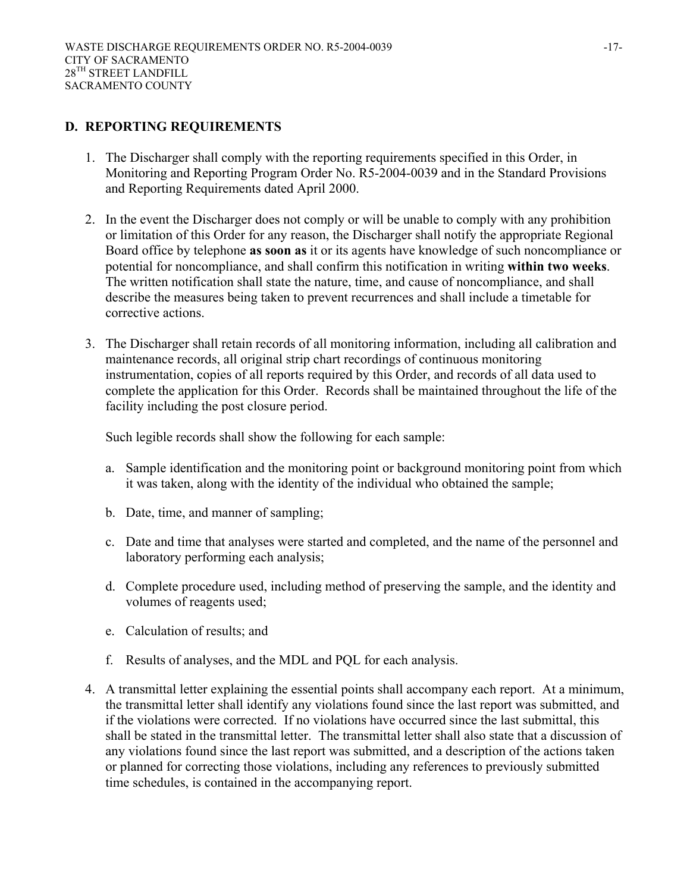## D. REPORTING REQUIREMENTS

1. The Discharger shall comply with the reporting requirements specified in this Order, in Monitoring and Reporting Program Order No. R5-2004-0039 and in the Standard Provisions and Reporting Requirements dated April 2000.

2. In the event the Discharger does not comply or will be unable to comply with any prohibition or limitation of this Order for any reason, the Discharger shall notify the appropriate Regional Board office by telephone **as soon as** it or its agents have knowledge of such noncompliance or potential for noncompliance, and shall confirm this notification in writing **within two weeks**. The written notification shall state the nature, time, and cause of noncompliance, and shall describe the measures being taken to prevent recurrences and shall include a timetable for corrective actions.

3. The Discharger shall retain records of all monitoring information, including all calibration and maintenance records, all original strip chart recordings of continuous monitoring instrumentation, copies of all reports required by this Order, and records of all data used to complete the application for this Order. Records shall be maintained throughout the life of the facility including the post closure period.

   Such legible records shall show the following for each sample:

   a. Sample identification and the monitoring point or background monitoring point from which it was taken, along with the identity of the individual who obtained the sample;

   b. Date, time, and manner of sampling;

   c. Date and time that analyses were started and completed, and the name of the personnel and laboratory performing each analysis;

   d. Complete procedure used, including method of preserving the sample, and the identity and volumes of reagents used;

   e. Calculation of results; and

   f. Results of analyses, and the MDL and PQL for each analysis.

4. A transmittal letter explaining the essential points shall accompany each report. At a minimum, the transmittal letter shall identify any violations found since the last report was submitted, and if the violations were corrected. If no violations have occurred since the last submittal, this shall be stated in the transmittal letter. The transmittal letter shall also state that a discussion of any violations found since the last report was submitted, and a description of the actions taken or planned for correcting those violations, including any references to previously submitted time schedules, is contained in the accompanying report.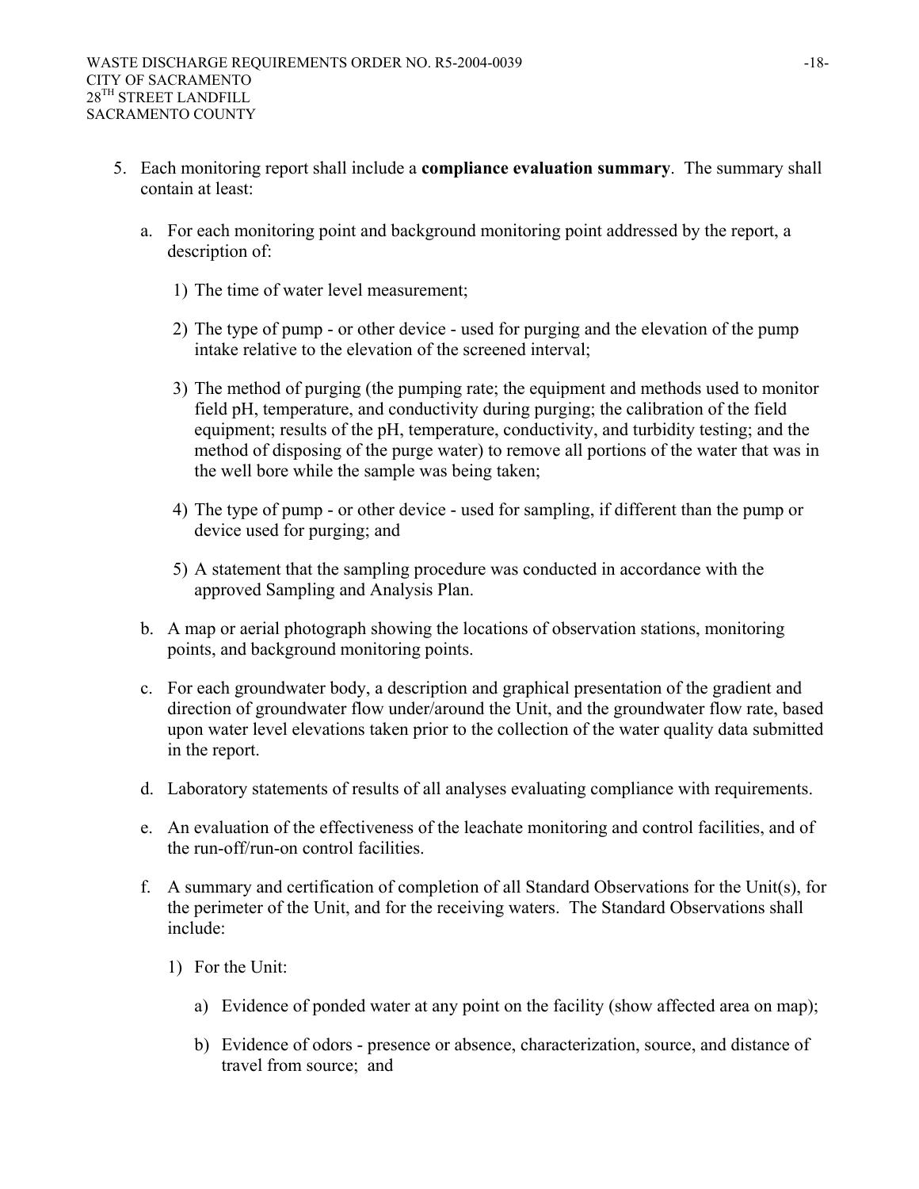5. Each monitoring report shall include a **compliance evaluation summary**. The summary shall contain at least:

   a. For each monitoring point and background monitoring point addressed by the report, a description of:

      1) The time of water level measurement;

      2) The type of pump - or other device - used for purging and the elevation of the pump intake relative to the elevation of the screened interval;

      3) The method of purging (the pumping rate; the equipment and methods used to monitor field pH, temperature, and conductivity during purging; the calibration of the field equipment; results of the pH, temperature, conductivity, and turbidity testing; and the method of disposing of the purge water) to remove all portions of the water that was in the well bore while the sample was being taken;

      4) The type of pump - or other device - used for sampling, if different than the pump or device used for purging; and

      5) A statement that the sampling procedure was conducted in accordance with the approved Sampling and Analysis Plan.

   b. A map or aerial photograph showing the locations of observation stations, monitoring points, and background monitoring points.

   c. For each groundwater body, a description and graphical presentation of the gradient and direction of groundwater flow under/around the Unit, and the groundwater flow rate, based upon water level elevations taken prior to the collection of the water quality data submitted in the report.

   d. Laboratory statements of results of all analyses evaluating compliance with requirements.

   e. An evaluation of the effectiveness of the leachate monitoring and control facilities, and of the run-off/run-on control facilities.

   f. A summary and certification of completion of all Standard Observations for the Unit(s), for the perimeter of the Unit, and for the receiving waters. The Standard Observations shall include:

      1) For the Unit:

         a) Evidence of ponded water at any point on the facility (show affected area on map);

         b) Evidence of odors - presence or absence, characterization, source, and distance of travel from source; and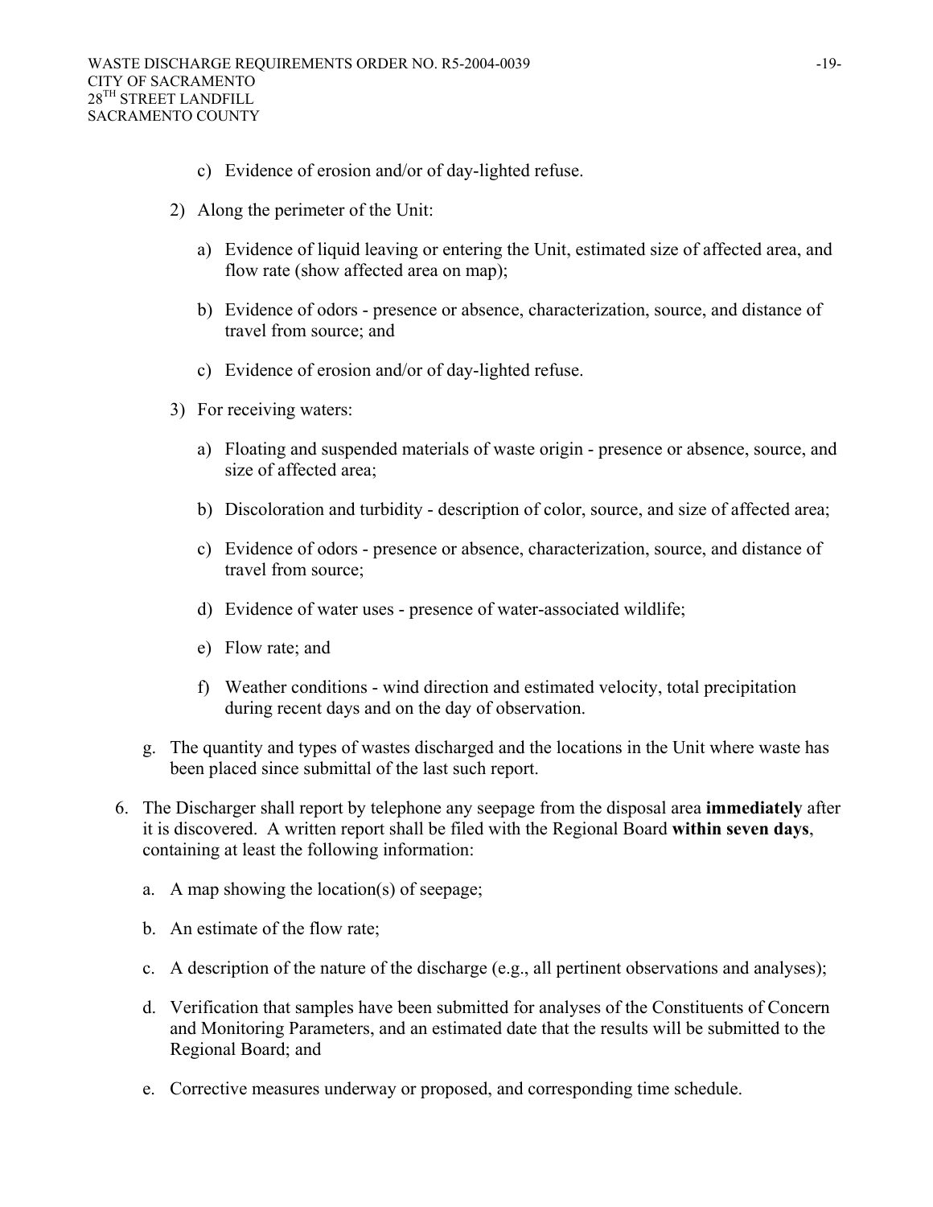c) Evidence of erosion and/or of day-lighted refuse.

2) Along the perimeter of the Unit:

a) Evidence of liquid leaving or entering the Unit, estimated size of affected area, and flow rate (show affected area on map);

b) Evidence of odors - presence or absence, characterization, source, and distance of travel from source; and

c) Evidence of erosion and/or of day-lighted refuse.

3) For receiving waters:

a) Floating and suspended materials of waste origin - presence or absence, source, and size of affected area;

b) Discoloration and turbidity - description of color, source, and size of affected area;

c) Evidence of odors - presence or absence, characterization, source, and distance of travel from source;

d) Evidence of water uses - presence of water-associated wildlife;

e) Flow rate; and

f) Weather conditions - wind direction and estimated velocity, total precipitation during recent days and on the day of observation.

g. The quantity and types of wastes discharged and the locations in the Unit where waste has been placed since submittal of the last such report.

6. The Discharger shall report by telephone any seepage from the disposal area **immediately** after it is discovered. A written report shall be filed with the Regional Board **within seven days**, containing at least the following information:

a. A map showing the location(s) of seepage;

b. An estimate of the flow rate;

c. A description of the nature of the discharge (e.g., all pertinent observations and analyses);

d. Verification that samples have been submitted for analyses of the Constituents of Concern and Monitoring Parameters, and an estimated date that the results will be submitted to the Regional Board; and

e. Corrective measures underway or proposed, and corresponding time schedule.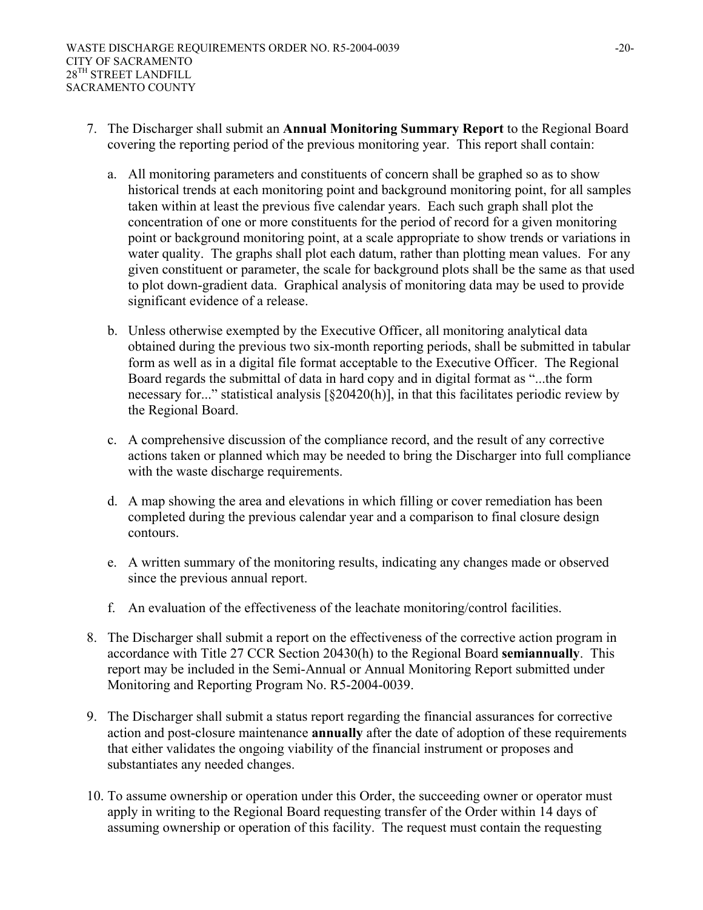7. The Discharger shall submit an **Annual Monitoring Summary Report** to the Regional Board covering the reporting period of the previous monitoring year. This report shall contain:

   a. All monitoring parameters and constituents of concern shall be graphed so as to show historical trends at each monitoring point and background monitoring point, for all samples taken within at least the previous five calendar years. Each such graph shall plot the concentration of one or more constituents for the period of record for a given monitoring point or background monitoring point, at a scale appropriate to show trends or variations in water quality. The graphs shall plot each datum, rather than plotting mean values. For any given constituent or parameter, the scale for background plots shall be the same as that used to plot down-gradient data. Graphical analysis of monitoring data may be used to provide significant evidence of a release.

   b. Unless otherwise exempted by the Executive Officer, all monitoring analytical data obtained during the previous two six-month reporting periods, shall be submitted in tabular form as well as in a digital file format acceptable to the Executive Officer. The Regional Board regards the submittal of data in hard copy and in digital format as "...the form necessary for..." statistical analysis [§20420(h)], in that this facilitates periodic review by the Regional Board.

   c. A comprehensive discussion of the compliance record, and the result of any corrective actions taken or planned which may be needed to bring the Discharger into full compliance with the waste discharge requirements.

   d. A map showing the area and elevations in which filling or cover remediation has been completed during the previous calendar year and a comparison to final closure design contours.

   e. A written summary of the monitoring results, indicating any changes made or observed since the previous annual report.

   f. An evaluation of the effectiveness of the leachate monitoring/control facilities.

8. The Discharger shall submit a report on the effectiveness of the corrective action program in accordance with Title 27 CCR Section 20430(h) to the Regional Board **semiannually**. This report may be included in the Semi-Annual or Annual Monitoring Report submitted under Monitoring and Reporting Program No. R5-2004-0039.

9. The Discharger shall submit a status report regarding the financial assurances for corrective action and post-closure maintenance **annually** after the date of adoption of these requirements that either validates the ongoing viability of the financial instrument or proposes and substantiates any needed changes.

10. To assume ownership or operation under this Order, the succeeding owner or operator must apply in writing to the Regional Board requesting transfer of the Order within 14 days of assuming ownership or operation of this facility. The request must contain the requesting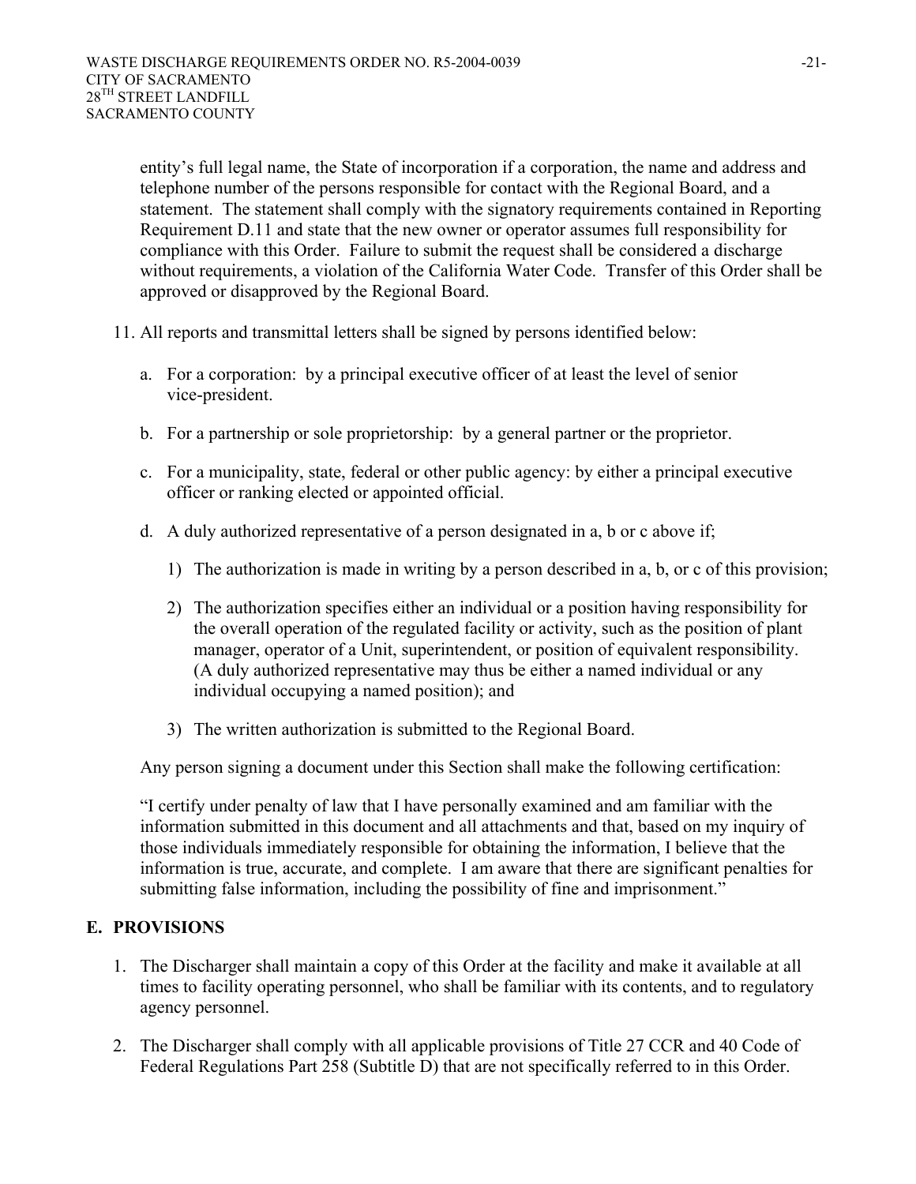entity's full legal name, the State of incorporation if a corporation, the name and address and telephone number of the persons responsible for contact with the Regional Board, and a statement. The statement shall comply with the signatory requirements contained in Reporting Requirement D.11 and state that the new owner or operator assumes full responsibility for compliance with this Order. Failure to submit the request shall be considered a discharge without requirements, a violation of the California Water Code. Transfer of this Order shall be approved or disapproved by the Regional Board.

11. All reports and transmittal letters shall be signed by persons identified below:

    a. For a corporation: by a principal executive officer of at least the level of senior vice-president.

    b. For a partnership or sole proprietorship: by a general partner or the proprietor.

    c. For a municipality, state, federal or other public agency: by either a principal executive officer or ranking elected or appointed official.

    d. A duly authorized representative of a person designated in a, b or c above if;

        1) The authorization is made in writing by a person described in a, b, or c of this provision;

        2) The authorization specifies either an individual or a position having responsibility for the overall operation of the regulated facility or activity, such as the position of plant manager, operator of a Unit, superintendent, or position of equivalent responsibility. (A duly authorized representative may thus be either a named individual or any individual occupying a named position); and

        3) The written authorization is submitted to the Regional Board.

    Any person signing a document under this Section shall make the following certification:

    "I certify under penalty of law that I have personally examined and am familiar with the information submitted in this document and all attachments and that, based on my inquiry of those individuals immediately responsible for obtaining the information, I believe that the information is true, accurate, and complete. I am aware that there are significant penalties for submitting false information, including the possibility of fine and imprisonment."

## E. PROVISIONS

1. The Discharger shall maintain a copy of this Order at the facility and make it available at all times to facility operating personnel, who shall be familiar with its contents, and to regulatory agency personnel.

2. The Discharger shall comply with all applicable provisions of Title 27 CCR and 40 Code of Federal Regulations Part 258 (Subtitle D) that are not specifically referred to in this Order.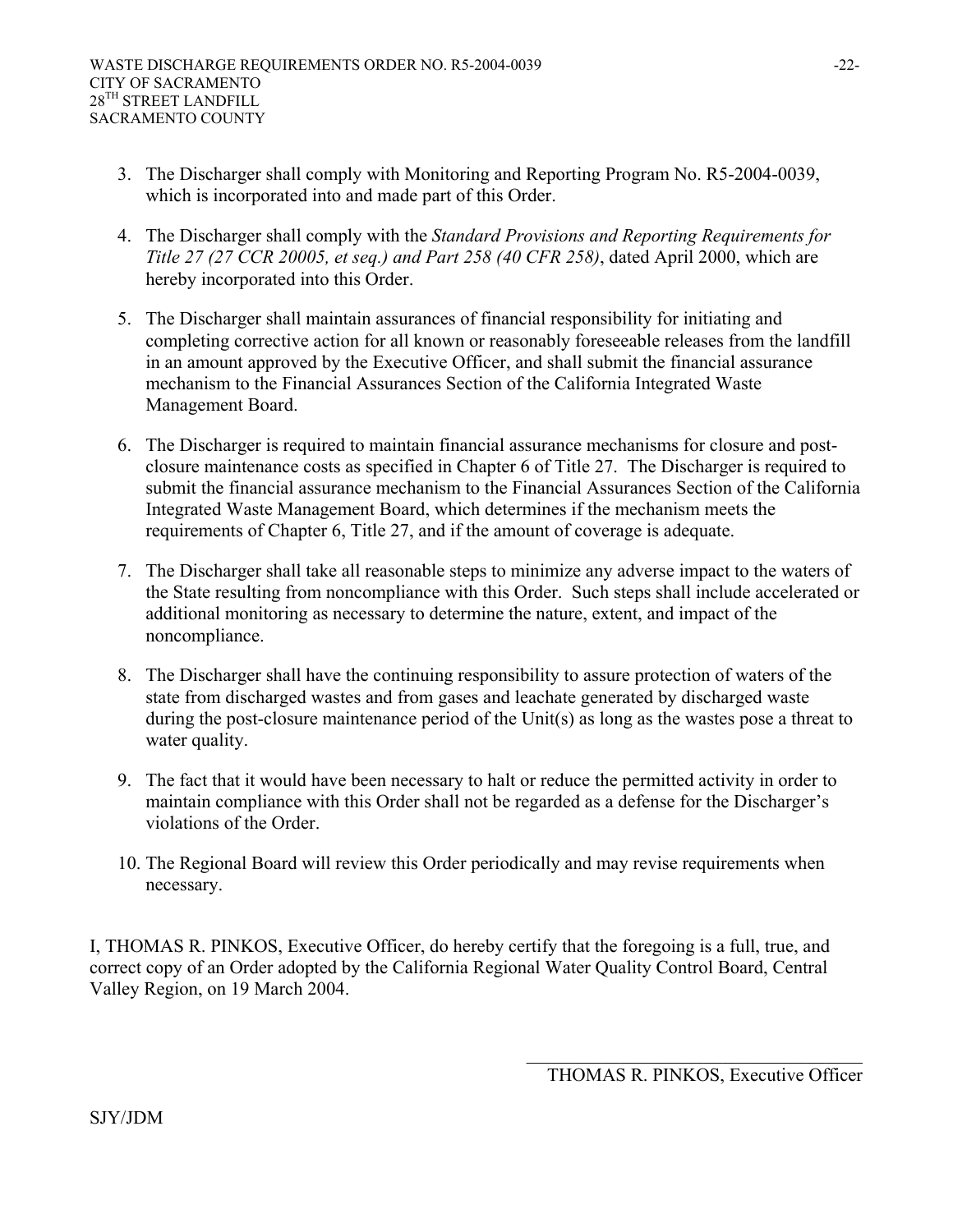3. The Discharger shall comply with Monitoring and Reporting Program No. R5-2004-0039, which is incorporated into and made part of this Order.

4. The Discharger shall comply with the *Standard Provisions and Reporting Requirements for Title 27 (27 CCR 20005, et seq.) and Part 258 (40 CFR 258)*, dated April 2000, which are hereby incorporated into this Order.

5. The Discharger shall maintain assurances of financial responsibility for initiating and completing corrective action for all known or reasonably foreseeable releases from the landfill in an amount approved by the Executive Officer, and shall submit the financial assurance mechanism to the Financial Assurances Section of the California Integrated Waste Management Board.

6. The Discharger is required to maintain financial assurance mechanisms for closure and post-closure maintenance costs as specified in Chapter 6 of Title 27. The Discharger is required to submit the financial assurance mechanism to the Financial Assurances Section of the California Integrated Waste Management Board, which determines if the mechanism meets the requirements of Chapter 6, Title 27, and if the amount of coverage is adequate.

7. The Discharger shall take all reasonable steps to minimize any adverse impact to the waters of the State resulting from noncompliance with this Order. Such steps shall include accelerated or additional monitoring as necessary to determine the nature, extent, and impact of the noncompliance.

8. The Discharger shall have the continuing responsibility to assure protection of waters of the state from discharged wastes and from gases and leachate generated by discharged waste during the post-closure maintenance period of the Unit(s) as long as the wastes pose a threat to water quality.

9. The fact that it would have been necessary to halt or reduce the permitted activity in order to maintain compliance with this Order shall not be regarded as a defense for the Discharger's violations of the Order.

10. The Regional Board will review this Order periodically and may revise requirements when necessary.

I, THOMAS R. PINKOS, Executive Officer, do hereby certify that the foregoing is a full, true, and correct copy of an Order adopted by the California Regional Water Quality Control Board, Central Valley Region, on 19 March 2004.

\_\_\_\_\_\_\_\_\_\_\_\_\_\_\_\_\_\_\_\_\_\_\_\_\_\_\_\_\_\_\_\_\_\_

THOMAS R. PINKOS, Executive Officer

SJY/JDM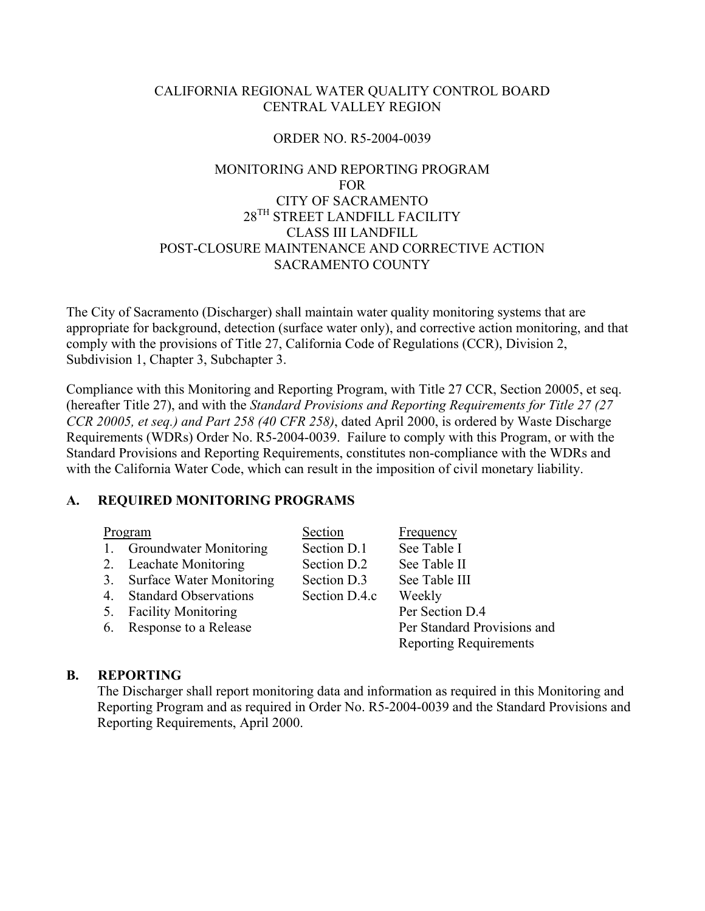CALIFORNIA REGIONAL WATER QUALITY CONTROL BOARD
CENTRAL VALLEY REGION

ORDER NO. R5-2004-0039

MONITORING AND REPORTING PROGRAM
FOR
CITY OF SACRAMENTO
28TH STREET LANDFILL FACILITY
CLASS III LANDFILL
POST-CLOSURE MAINTENANCE AND CORRECTIVE ACTION
SACRAMENTO COUNTY

The City of Sacramento (Discharger) shall maintain water quality monitoring systems that are appropriate for background, detection (surface water only), and corrective action monitoring, and that comply with the provisions of Title 27, California Code of Regulations (CCR), Division 2, Subdivision 1, Chapter 3, Subchapter 3.

Compliance with this Monitoring and Reporting Program, with Title 27 CCR, Section 20005, et seq. (hereafter Title 27), and with the *Standard Provisions and Reporting Requirements for Title 27 (27 CCR 20005, et seq.) and Part 258 (40 CFR 258)*, dated April 2000, is ordered by Waste Discharge Requirements (WDRs) Order No. R5-2004-0039. Failure to comply with this Program, or with the Standard Provisions and Reporting Requirements, constitutes non-compliance with the WDRs and with the California Water Code, which can result in the imposition of civil monetary liability.

## A. REQUIRED MONITORING PROGRAMS

| Program | Section | Frequency |
|---|---|---|
| 1. Groundwater Monitoring | Section D.1 | See Table I |
| 2. Leachate Monitoring | Section D.2 | See Table II |
| 3. Surface Water Monitoring | Section D.3 | See Table III |
| 4. Standard Observations | Section D.4.c | Weekly |
| 5. Facility Monitoring | | Per Section D.4 |
| 6. Response to a Release | | Per Standard Provisions and Reporting Requirements |

## B. REPORTING

The Discharger shall report monitoring data and information as required in this Monitoring and Reporting Program and as required in Order No. R5-2004-0039 and the Standard Provisions and Reporting Requirements, April 2000.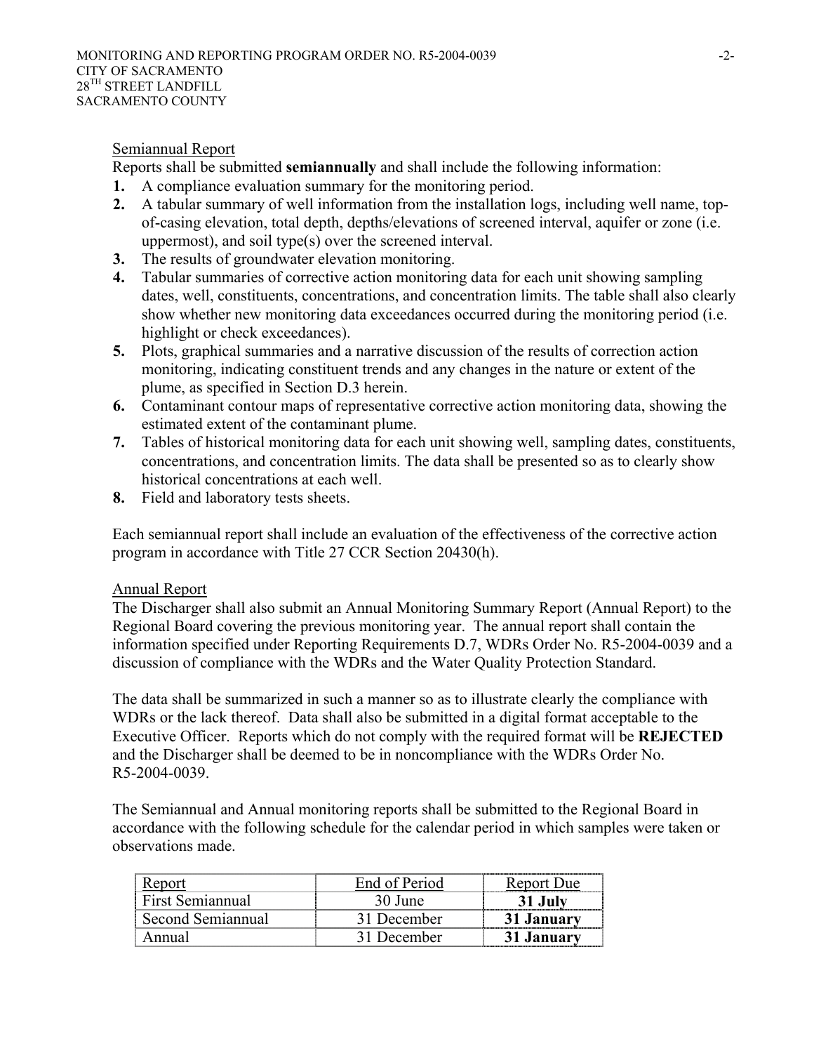Semiannual Report

Reports shall be submitted **semiannually** and shall include the following information:

1. A compliance evaluation summary for the monitoring period.
2. A tabular summary of well information from the installation logs, including well name, top-of-casing elevation, total depth, depths/elevations of screened interval, aquifer or zone (i.e. uppermost), and soil type(s) over the screened interval.
3. The results of groundwater elevation monitoring.
4. Tabular summaries of corrective action monitoring data for each unit showing sampling dates, well, constituents, concentrations, and concentration limits. The table shall also clearly show whether new monitoring data exceedances occurred during the monitoring period (i.e. highlight or check exceedances).
5. Plots, graphical summaries and a narrative discussion of the results of correction action monitoring, indicating constituent trends and any changes in the nature or extent of the plume, as specified in Section D.3 herein.
6. Contaminant contour maps of representative corrective action monitoring data, showing the estimated extent of the contaminant plume.
7. Tables of historical monitoring data for each unit showing well, sampling dates, constituents, concentrations, and concentration limits. The data shall be presented so as to clearly show historical concentrations at each well.
8. Field and laboratory tests sheets.

Each semiannual report shall include an evaluation of the effectiveness of the corrective action program in accordance with Title 27 CCR Section 20430(h).

Annual Report

The Discharger shall also submit an Annual Monitoring Summary Report (Annual Report) to the Regional Board covering the previous monitoring year. The annual report shall contain the information specified under Reporting Requirements D.7, WDRs Order No. R5-2004-0039 and a discussion of compliance with the WDRs and the Water Quality Protection Standard.

The data shall be summarized in such a manner so as to illustrate clearly the compliance with WDRs or the lack thereof. Data shall also be submitted in a digital format acceptable to the Executive Officer. Reports which do not comply with the required format will be **REJECTED** and the Discharger shall be deemed to be in noncompliance with the WDRs Order No. R5-2004-0039.

The Semiannual and Annual monitoring reports shall be submitted to the Regional Board in accordance with the following schedule for the calendar period in which samples were taken or observations made.

| Report | End of Period | Report Due |
|---|---|---|
| First Semiannual | 30 June | **31 July** |
| Second Semiannual | 31 December | **31 January** |
| Annual | 31 December | **31 January** |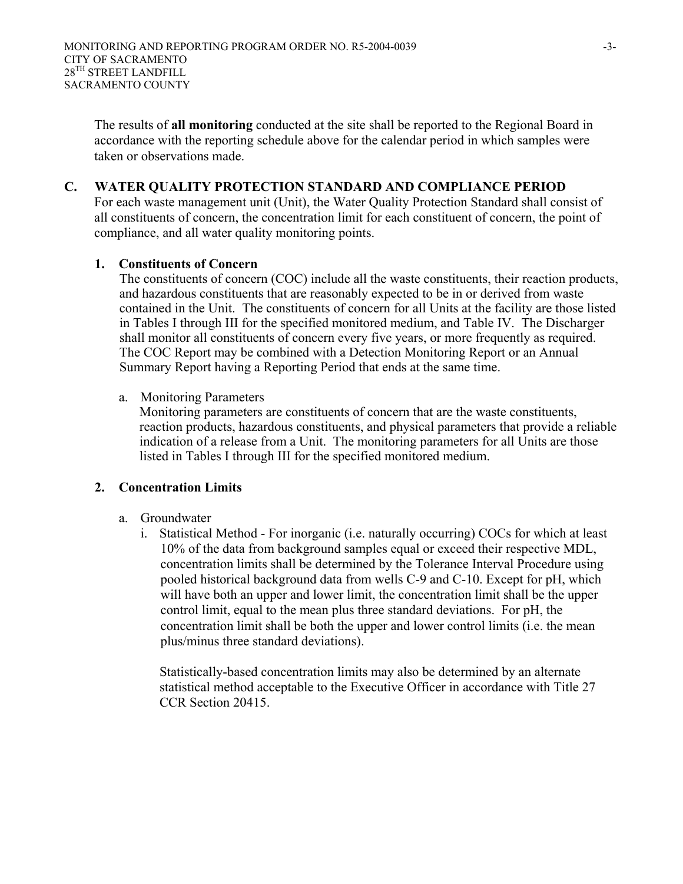The results of **all monitoring** conducted at the site shall be reported to the Regional Board in accordance with the reporting schedule above for the calendar period in which samples were taken or observations made.

## C. WATER QUALITY PROTECTION STANDARD AND COMPLIANCE PERIOD

For each waste management unit (Unit), the Water Quality Protection Standard shall consist of all constituents of concern, the concentration limit for each constituent of concern, the point of compliance, and all water quality monitoring points.

### 1. Constituents of Concern

The constituents of concern (COC) include all the waste constituents, their reaction products, and hazardous constituents that are reasonably expected to be in or derived from waste contained in the Unit. The constituents of concern for all Units at the facility are those listed in Tables I through III for the specified monitored medium, and Table IV. The Discharger shall monitor all constituents of concern every five years, or more frequently as required. The COC Report may be combined with a Detection Monitoring Report or an Annual Summary Report having a Reporting Period that ends at the same time.

a. Monitoring Parameters

Monitoring parameters are constituents of concern that are the waste constituents, reaction products, hazardous constituents, and physical parameters that provide a reliable indication of a release from a Unit. The monitoring parameters for all Units are those listed in Tables I through III for the specified monitored medium.

### 2. Concentration Limits

a. Groundwater

i. Statistical Method - For inorganic (i.e. naturally occurring) COCs for which at least 10% of the data from background samples equal or exceed their respective MDL, concentration limits shall be determined by the Tolerance Interval Procedure using pooled historical background data from wells C-9 and C-10. Except for pH, which will have both an upper and lower limit, the concentration limit shall be the upper control limit, equal to the mean plus three standard deviations. For pH, the concentration limit shall be both the upper and lower control limits (i.e. the mean plus/minus three standard deviations).

Statistically-based concentration limits may also be determined by an alternate statistical method acceptable to the Executive Officer in accordance with Title 27 CCR Section 20415.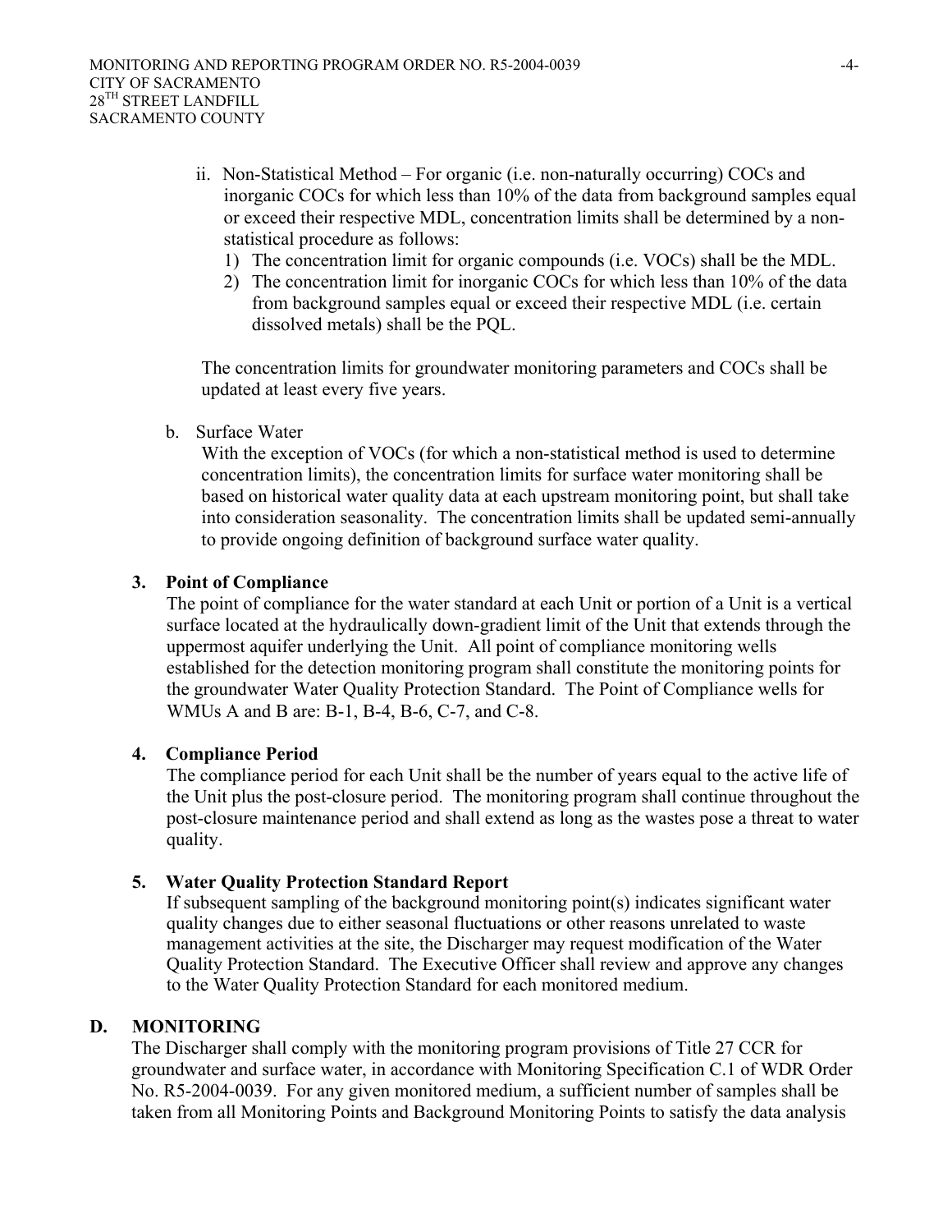ii. Non-Statistical Method – For organic (i.e. non-naturally occurring) COCs and inorganic COCs for which less than 10% of the data from background samples equal or exceed their respective MDL, concentration limits shall be determined by a non-statistical procedure as follows:

1) The concentration limit for organic compounds (i.e. VOCs) shall be the MDL.
2) The concentration limit for inorganic COCs for which less than 10% of the data from background samples equal or exceed their respective MDL (i.e. certain dissolved metals) shall be the PQL.

The concentration limits for groundwater monitoring parameters and COCs shall be updated at least every five years.

b. Surface Water

With the exception of VOCs (for which a non-statistical method is used to determine concentration limits), the concentration limits for surface water monitoring shall be based on historical water quality data at each upstream monitoring point, but shall take into consideration seasonality. The concentration limits shall be updated semi-annually to provide ongoing definition of background surface water quality.

**3. Point of Compliance**

The point of compliance for the water standard at each Unit or portion of a Unit is a vertical surface located at the hydraulically down-gradient limit of the Unit that extends through the uppermost aquifer underlying the Unit. All point of compliance monitoring wells established for the detection monitoring program shall constitute the monitoring points for the groundwater Water Quality Protection Standard. The Point of Compliance wells for WMUs A and B are: B-1, B-4, B-6, C-7, and C-8.

**4. Compliance Period**

The compliance period for each Unit shall be the number of years equal to the active life of the Unit plus the post-closure period. The monitoring program shall continue throughout the post-closure maintenance period and shall extend as long as the wastes pose a threat to water quality.

**5. Water Quality Protection Standard Report**

If subsequent sampling of the background monitoring point(s) indicates significant water quality changes due to either seasonal fluctuations or other reasons unrelated to waste management activities at the site, the Discharger may request modification of the Water Quality Protection Standard. The Executive Officer shall review and approve any changes to the Water Quality Protection Standard for each monitored medium.

## D. MONITORING

The Discharger shall comply with the monitoring program provisions of Title 27 CCR for groundwater and surface water, in accordance with Monitoring Specification C.1 of WDR Order No. R5-2004-0039. For any given monitored medium, a sufficient number of samples shall be taken from all Monitoring Points and Background Monitoring Points to satisfy the data analysis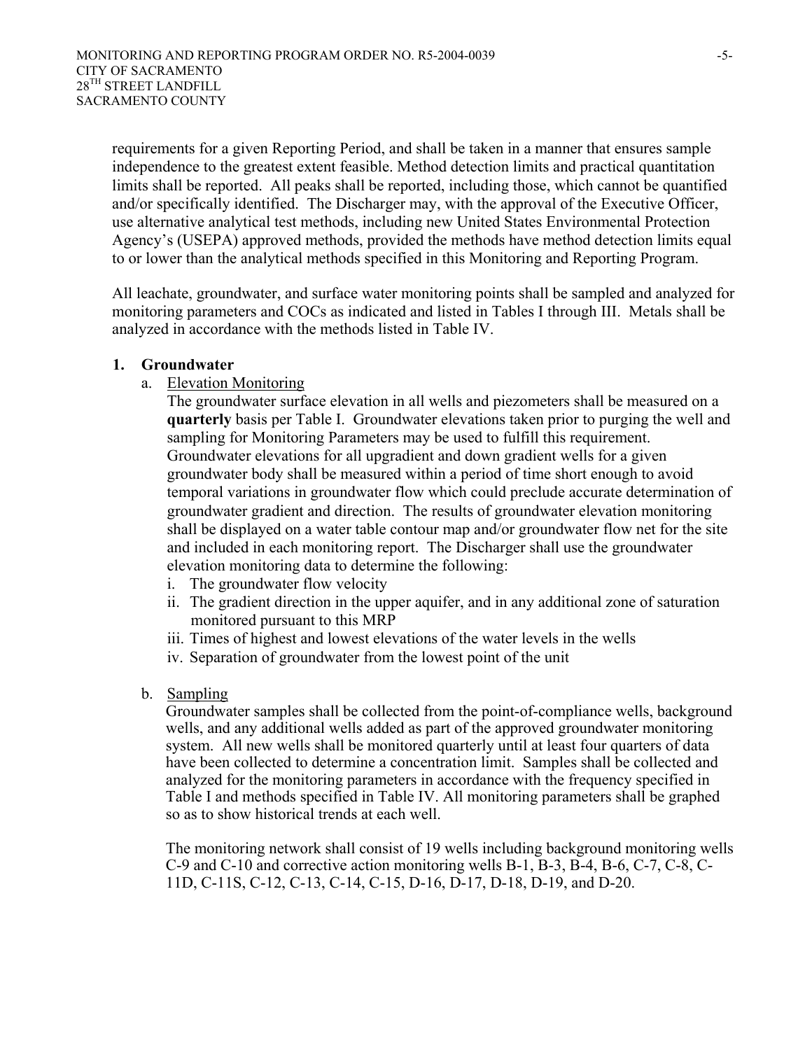requirements for a given Reporting Period, and shall be taken in a manner that ensures sample independence to the greatest extent feasible. Method detection limits and practical quantitation limits shall be reported. All peaks shall be reported, including those, which cannot be quantified and/or specifically identified. The Discharger may, with the approval of the Executive Officer, use alternative analytical test methods, including new United States Environmental Protection Agency's (USEPA) approved methods, provided the methods have method detection limits equal to or lower than the analytical methods specified in this Monitoring and Reporting Program.

All leachate, groundwater, and surface water monitoring points shall be sampled and analyzed for monitoring parameters and COCs as indicated and listed in Tables I through III. Metals shall be analyzed in accordance with the methods listed in Table IV.

**1. Groundwater**

a. Elevation Monitoring

The groundwater surface elevation in all wells and piezometers shall be measured on a **quarterly** basis per Table I. Groundwater elevations taken prior to purging the well and sampling for Monitoring Parameters may be used to fulfill this requirement. Groundwater elevations for all upgradient and down gradient wells for a given groundwater body shall be measured within a period of time short enough to avoid temporal variations in groundwater flow which could preclude accurate determination of groundwater gradient and direction. The results of groundwater elevation monitoring shall be displayed on a water table contour map and/or groundwater flow net for the site and included in each monitoring report. The Discharger shall use the groundwater elevation monitoring data to determine the following:

i. The groundwater flow velocity
ii. The gradient direction in the upper aquifer, and in any additional zone of saturation monitored pursuant to this MRP
iii. Times of highest and lowest elevations of the water levels in the wells
iv. Separation of groundwater from the lowest point of the unit

b. Sampling

Groundwater samples shall be collected from the point-of-compliance wells, background wells, and any additional wells added as part of the approved groundwater monitoring system. All new wells shall be monitored quarterly until at least four quarters of data have been collected to determine a concentration limit. Samples shall be collected and analyzed for the monitoring parameters in accordance with the frequency specified in Table I and methods specified in Table IV. All monitoring parameters shall be graphed so as to show historical trends at each well.

The monitoring network shall consist of 19 wells including background monitoring wells C-9 and C-10 and corrective action monitoring wells B-1, B-3, B-4, B-6, C-7, C-8, C-11D, C-11S, C-12, C-13, C-14, C-15, D-16, D-17, D-18, D-19, and D-20.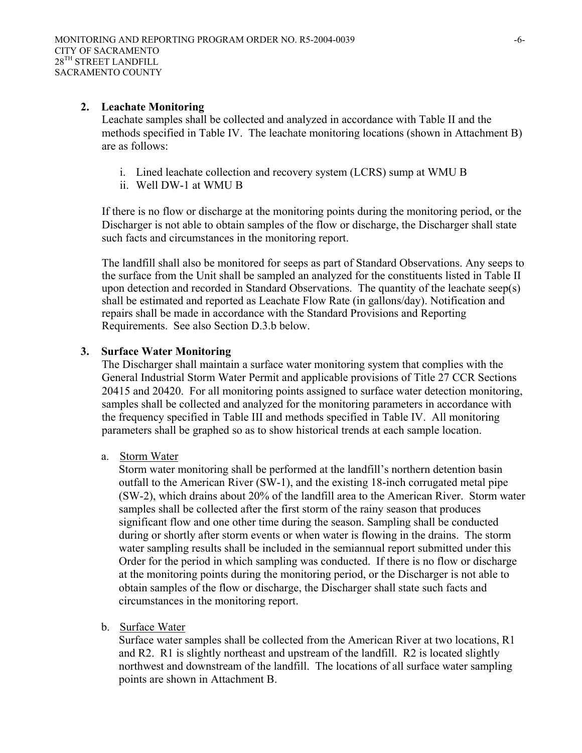## 2. Leachate Monitoring

Leachate samples shall be collected and analyzed in accordance with Table II and the methods specified in Table IV. The leachate monitoring locations (shown in Attachment B) are as follows:

i. Lined leachate collection and recovery system (LCRS) sump at WMU B
ii. Well DW-1 at WMU B

If there is no flow or discharge at the monitoring points during the monitoring period, or the Discharger is not able to obtain samples of the flow or discharge, the Discharger shall state such facts and circumstances in the monitoring report.

The landfill shall also be monitored for seeps as part of Standard Observations. Any seeps to the surface from the Unit shall be sampled an analyzed for the constituents listed in Table II upon detection and recorded in Standard Observations. The quantity of the leachate seep(s) shall be estimated and reported as Leachate Flow Rate (in gallons/day). Notification and repairs shall be made in accordance with the Standard Provisions and Reporting Requirements. See also Section D.3.b below.

## 3. Surface Water Monitoring

The Discharger shall maintain a surface water monitoring system that complies with the General Industrial Storm Water Permit and applicable provisions of Title 27 CCR Sections 20415 and 20420. For all monitoring points assigned to surface water detection monitoring, samples shall be collected and analyzed for the monitoring parameters in accordance with the frequency specified in Table III and methods specified in Table IV. All monitoring parameters shall be graphed so as to show historical trends at each sample location.

a. Storm Water

Storm water monitoring shall be performed at the landfill's northern detention basin outfall to the American River (SW-1), and the existing 18-inch corrugated metal pipe (SW-2), which drains about 20% of the landfill area to the American River. Storm water samples shall be collected after the first storm of the rainy season that produces significant flow and one other time during the season. Sampling shall be conducted during or shortly after storm events or when water is flowing in the drains. The storm water sampling results shall be included in the semiannual report submitted under this Order for the period in which sampling was conducted. If there is no flow or discharge at the monitoring points during the monitoring period, or the Discharger is not able to obtain samples of the flow or discharge, the Discharger shall state such facts and circumstances in the monitoring report.

b. Surface Water

Surface water samples shall be collected from the American River at two locations, R1 and R2. R1 is slightly northeast and upstream of the landfill. R2 is located slightly northwest and downstream of the landfill. The locations of all surface water sampling points are shown in Attachment B.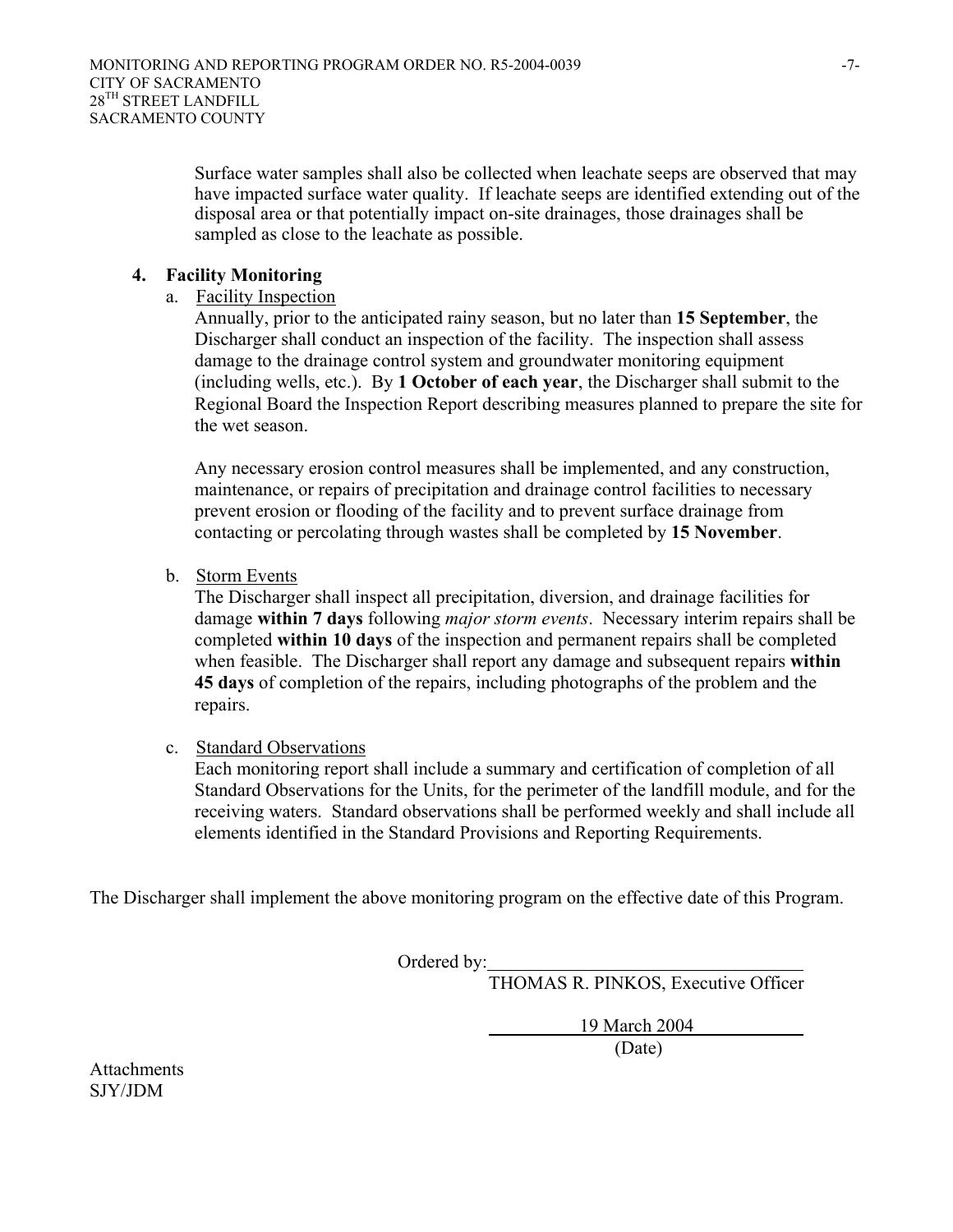Surface water samples shall also be collected when leachate seeps are observed that may have impacted surface water quality. If leachate seeps are identified extending out of the disposal area or that potentially impact on-site drainages, those drainages shall be sampled as close to the leachate as possible.

**4. Facility Monitoring**

a. Facility Inspection

Annually, prior to the anticipated rainy season, but no later than **15 September**, the Discharger shall conduct an inspection of the facility. The inspection shall assess damage to the drainage control system and groundwater monitoring equipment (including wells, etc.). By **1 October of each year**, the Discharger shall submit to the Regional Board the Inspection Report describing measures planned to prepare the site for the wet season.

Any necessary erosion control measures shall be implemented, and any construction, maintenance, or repairs of precipitation and drainage control facilities to necessary prevent erosion or flooding of the facility and to prevent surface drainage from contacting or percolating through wastes shall be completed by **15 November**.

b. Storm Events

The Discharger shall inspect all precipitation, diversion, and drainage facilities for damage **within 7 days** following *major storm events*. Necessary interim repairs shall be completed **within 10 days** of the inspection and permanent repairs shall be completed when feasible. The Discharger shall report any damage and subsequent repairs **within 45 days** of completion of the repairs, including photographs of the problem and the repairs.

c. Standard Observations

Each monitoring report shall include a summary and certification of completion of all Standard Observations for the Units, for the perimeter of the landfill module, and for the receiving waters. Standard observations shall be performed weekly and shall include all elements identified in the Standard Provisions and Reporting Requirements.

The Discharger shall implement the above monitoring program on the effective date of this Program.

Ordered by: ______________________________

THOMAS R. PINKOS, Executive Officer

19 March 2004

(Date)

Attachments
SJY/JDM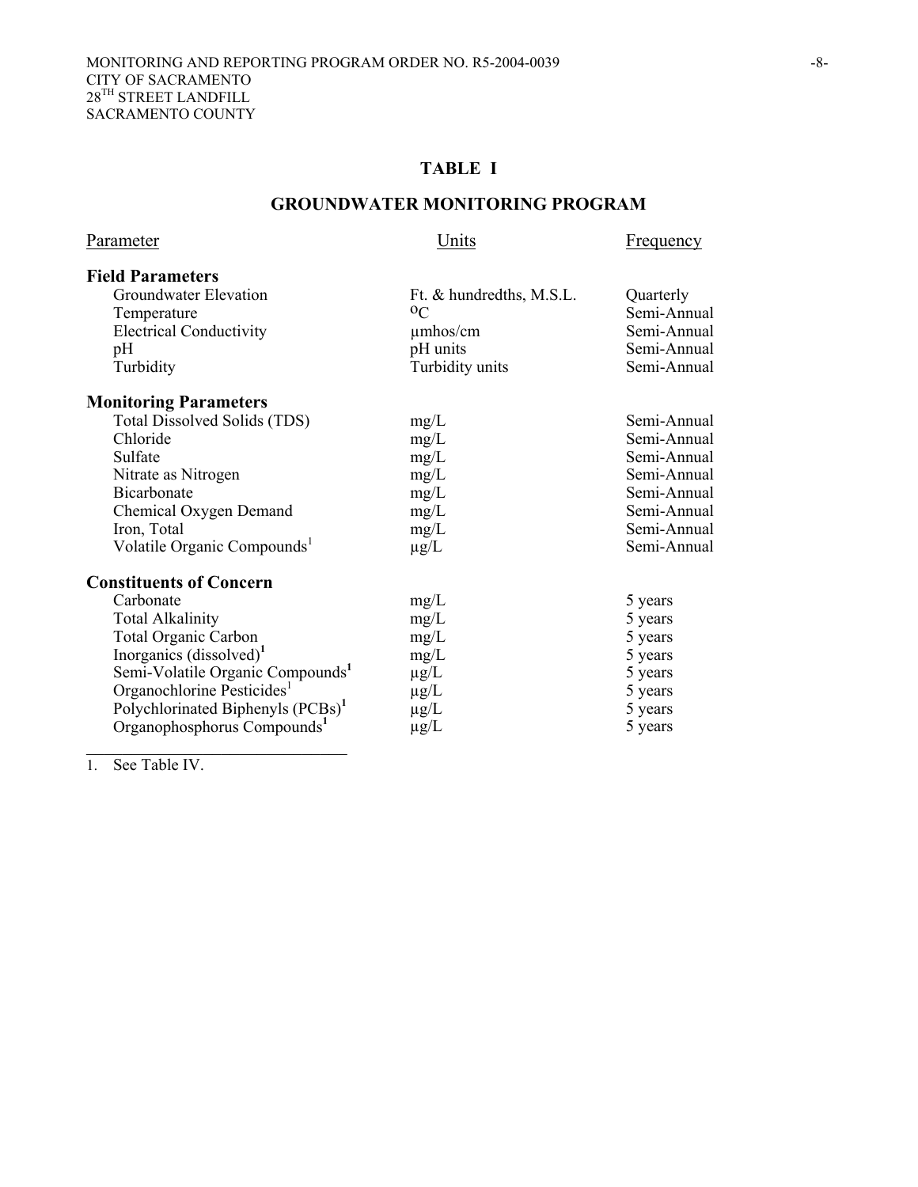# TABLE I

## GROUNDWATER MONITORING PROGRAM

| Parameter | Units | Frequency |
|---|---|---|
| **Field Parameters** | | |
| Groundwater Elevation | Ft. & hundredths, M.S.L. | Quarterly |
| Temperature | $^{o}C$ | Semi-Annual |
| Electrical Conductivity | µmhos/cm | Semi-Annual |
| pH | pH units | Semi-Annual |
| Turbidity | Turbidity units | Semi-Annual |
| **Monitoring Parameters** | | |
| Total Dissolved Solids (TDS) | mg/L | Semi-Annual |
| Chloride | mg/L | Semi-Annual |
| Sulfate | mg/L | Semi-Annual |
| Nitrate as Nitrogen | mg/L | Semi-Annual |
| Bicarbonate | mg/L | Semi-Annual |
| Chemical Oxygen Demand | mg/L | Semi-Annual |
| Iron, Total | mg/L | Semi-Annual |
| Volatile Organic Compounds[1] | µg/L | Semi-Annual |
| **Constituents of Concern** | | |
| Carbonate | mg/L | 5 years |
| Total Alkalinity | mg/L | 5 years |
| Total Organic Carbon | mg/L | 5 years |
| Inorganics (dissolved)[1] | mg/L | 5 years |
| Semi-Volatile Organic Compounds[1] | µg/L | 5 years |
| Organochlorine Pesticides[1] | µg/L | 5 years |
| Polychlorinated Biphenyls (PCBs)[1] | µg/L | 5 years |
| Organophosphorus Compounds[1] | µg/L | 5 years |

1. See Table IV.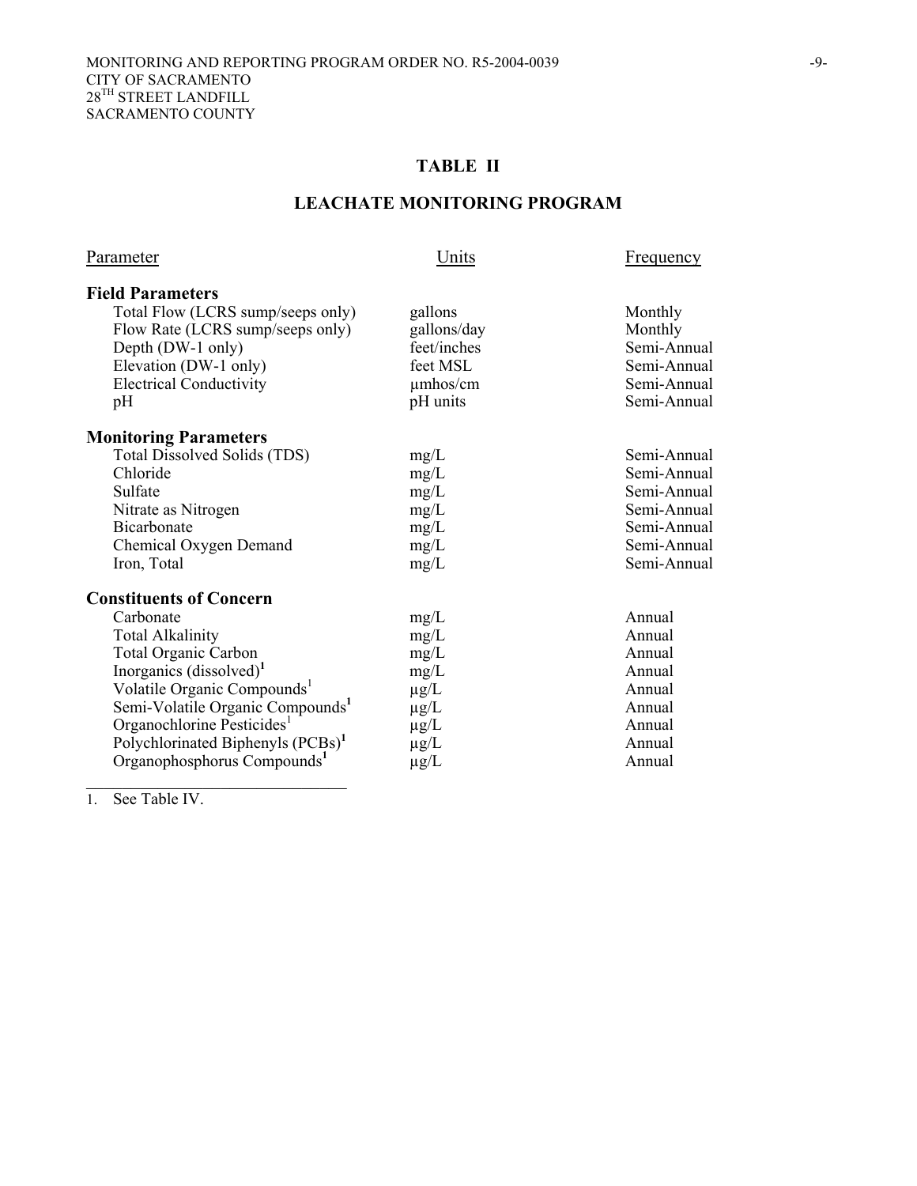## TABLE II

## LEACHATE MONITORING PROGRAM

| Parameter | Units | Frequency |
|---|---|---|
| **Field Parameters** | | |
| Total Flow (LCRS sump/seeps only) | gallons | Monthly |
| Flow Rate (LCRS sump/seeps only) | gallons/day | Monthly |
| Depth (DW-1 only) | feet/inches | Semi-Annual |
| Elevation (DW-1 only) | feet MSL | Semi-Annual |
| Electrical Conductivity | µmhos/cm | Semi-Annual |
| pH | pH units | Semi-Annual |
| **Monitoring Parameters** | | |
| Total Dissolved Solids (TDS) | mg/L | Semi-Annual |
| Chloride | mg/L | Semi-Annual |
| Sulfate | mg/L | Semi-Annual |
| Nitrate as Nitrogen | mg/L | Semi-Annual |
| Bicarbonate | mg/L | Semi-Annual |
| Chemical Oxygen Demand | mg/L | Semi-Annual |
| Iron, Total | mg/L | Semi-Annual |
| **Constituents of Concern** | | |
| Carbonate | mg/L | Annual |
| Total Alkalinity | mg/L | Annual |
| Total Organic Carbon | mg/L | Annual |
| Inorganics (dissolved)[1] | mg/L | Annual |
| Volatile Organic Compounds[1] | µg/L | Annual |
| Semi-Volatile Organic Compounds[1] | µg/L | Annual |
| Organochlorine Pesticides[1] | µg/L | Annual |
| Polychlorinated Biphenyls (PCBs)[1] | µg/L | Annual |
| Organophosphorus Compounds[1] | µg/L | Annual |

1. See Table IV.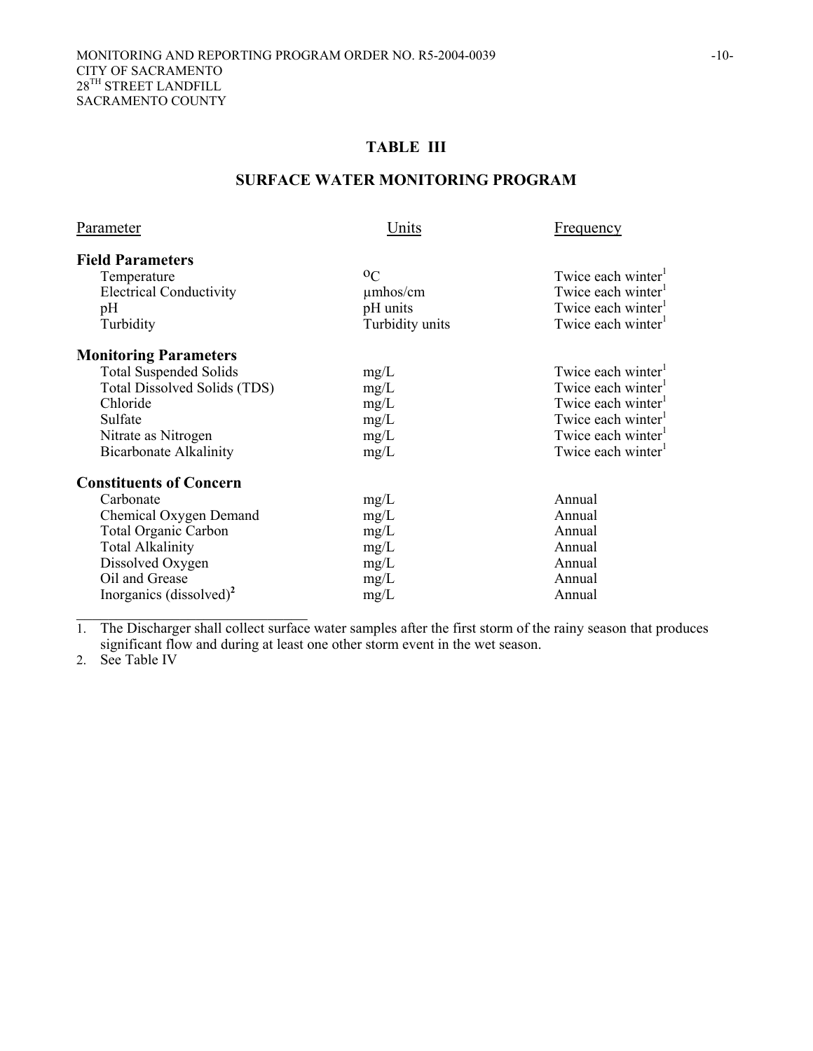## TABLE III

## SURFACE WATER MONITORING PROGRAM

| Parameter | Units | Frequency |
|---|---|---|
| **Field Parameters** | | |
| Temperature | °C | Twice each winter[1] |
| Electrical Conductivity | µmhos/cm | Twice each winter[1] |
| pH | pH units | Twice each winter[1] |
| Turbidity | Turbidity units | Twice each winter[1] |
| **Monitoring Parameters** | | |
| Total Suspended Solids | mg/L | Twice each winter[1] |
| Total Dissolved Solids (TDS) | mg/L | Twice each winter[1] |
| Chloride | mg/L | Twice each winter[1] |
| Sulfate | mg/L | Twice each winter[1] |
| Nitrate as Nitrogen | mg/L | Twice each winter[1] |
| Bicarbonate Alkalinity | mg/L | Twice each winter[1] |
| **Constituents of Concern** | | |
| Carbonate | mg/L | Annual |
| Chemical Oxygen Demand | mg/L | Annual |
| Total Organic Carbon | mg/L | Annual |
| Total Alkalinity | mg/L | Annual |
| Dissolved Oxygen | mg/L | Annual |
| Oil and Grease | mg/L | Annual |
| Inorganics (dissolved)[2] | mg/L | Annual |

1. The Discharger shall collect surface water samples after the first storm of the rainy season that produces significant flow and during at least one other storm event in the wet season.
2. See Table IV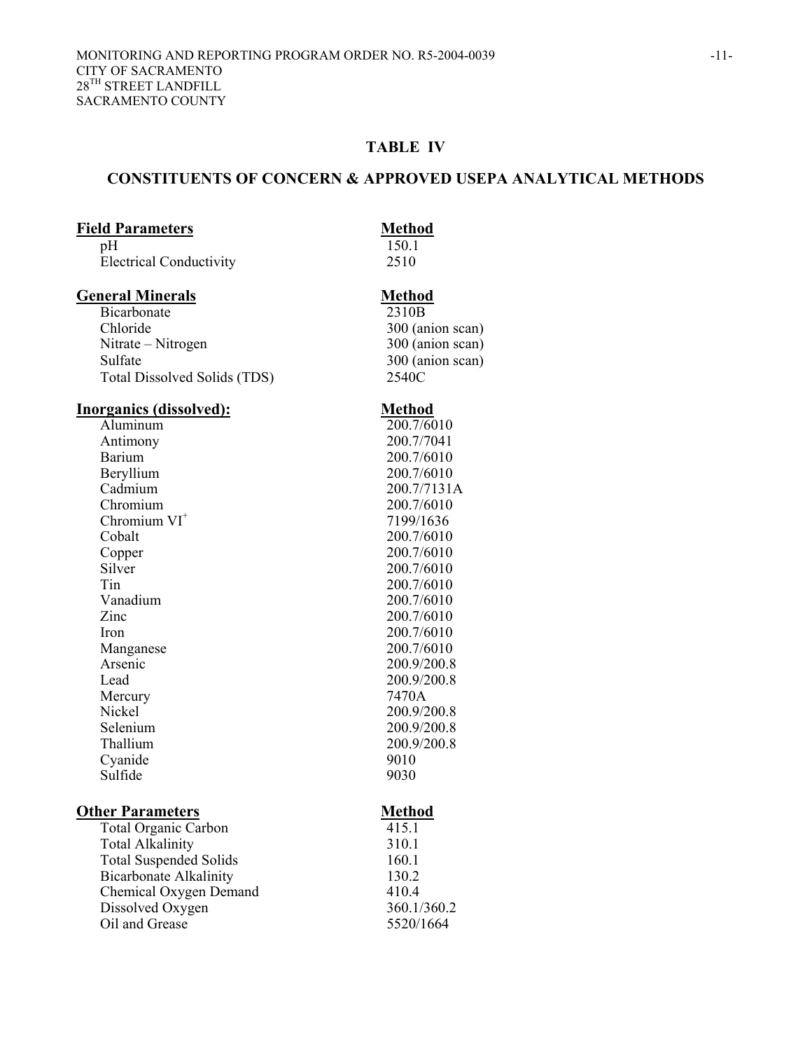## TABLE IV

## CONSTITUENTS OF CONCERN & APPROVED USEPA ANALYTICAL METHODS

| **Field Parameters** | **Method** |
|---|---|
| pH | 150.1 |
| Electrical Conductivity | 2510 |

| **General Minerals** | **Method** |
|---|---|
| Bicarbonate | 2310B |
| Chloride | 300 (anion scan) |
| Nitrate – Nitrogen | 300 (anion scan) |
| Sulfate | 300 (anion scan) |
| Total Dissolved Solids (TDS) | 2540C |

| **Inorganics (dissolved):** | **Method** |
|---|---|
| Aluminum | 200.7/6010 |
| Antimony | 200.7/7041 |
| Barium | 200.7/6010 |
| Beryllium | 200.7/6010 |
| Cadmium | 200.7/7131A |
| Chromium | 200.7/6010 |
| Chromium $VI^{+}$ | 7199/1636 |
| Cobalt | 200.7/6010 |
| Copper | 200.7/6010 |
| Silver | 200.7/6010 |
| Tin | 200.7/6010 |
| Vanadium | 200.7/6010 |
| Zinc | 200.7/6010 |
| Iron | 200.7/6010 |
| Manganese | 200.7/6010 |
| Arsenic | 200.9/200.8 |
| Lead | 200.9/200.8 |
| Mercury | 7470A |
| Nickel | 200.9/200.8 |
| Selenium | 200.9/200.8 |
| Thallium | 200.9/200.8 |
| Cyanide | 9010 |
| Sulfide | 9030 |

| **Other Parameters** | **Method** |
|---|---|
| Total Organic Carbon | 415.1 |
| Total Alkalinity | 310.1 |
| Total Suspended Solids | 160.1 |
| Bicarbonate Alkalinity | 130.2 |
| Chemical Oxygen Demand | 410.4 |
| Dissolved Oxygen | 360.1/360.2 |
| Oil and Grease | 5520/1664 |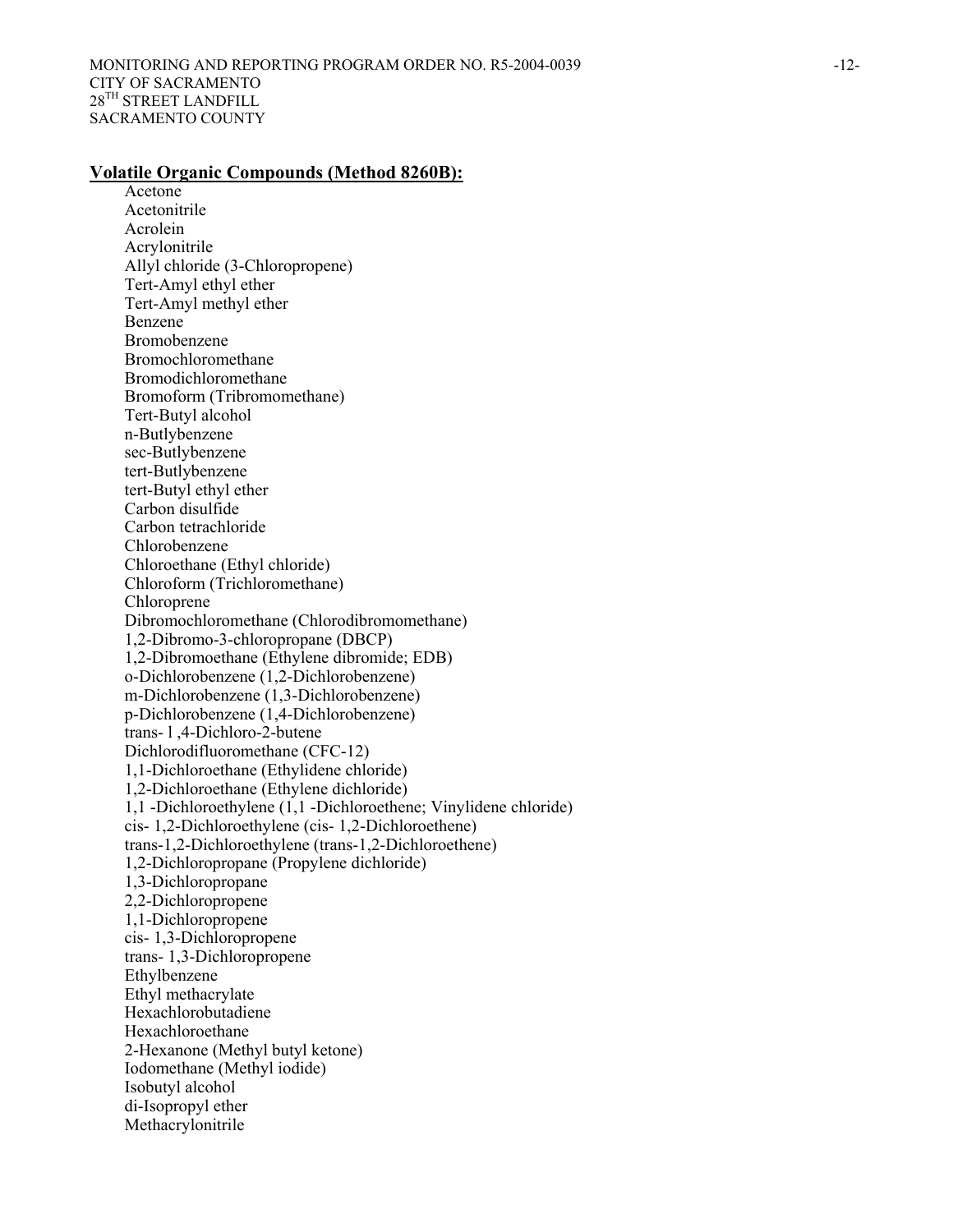**Volatile Organic Compounds (Method 8260B):**

Acetone
Acetonitrile
Acrolein
Acrylonitrile
Allyl chloride (3-Chloropropene)
Tert-Amyl ethyl ether
Tert-Amyl methyl ether
Benzene
Bromobenzene
Bromochloromethane
Bromodichloromethane
Bromoform (Tribromomethane)
Tert-Butyl alcohol
n-Butlybenzene
sec-Butlybenzene
tert-Butlybenzene
tert-Butyl ethyl ether
Carbon disulfide
Carbon tetrachloride
Chlorobenzene
Chloroethane (Ethyl chloride)
Chloroform (Trichloromethane)
Chloroprene
Dibromochloromethane (Chlorodibromomethane)
1,2-Dibromo-3-chloropropane (DBCP)
1,2-Dibromoethane (Ethylene dibromide; EDB)
o-Dichlorobenzene (1,2-Dichlorobenzene)
m-Dichlorobenzene (1,3-Dichlorobenzene)
p-Dichlorobenzene (1,4-Dichlorobenzene)
trans- l ,4-Dichloro-2-butene
Dichlorodifluoromethane (CFC-12)
1,1-Dichloroethane (Ethylidene chloride)
1,2-Dichloroethane (Ethylene dichloride)
1,1 -Dichloroethylene (1,1 -Dichloroethene; Vinylidene chloride)
cis- 1,2-Dichloroethylene (cis- 1,2-Dichloroethene)
trans-1,2-Dichloroethylene (trans-1,2-Dichloroethene)
1,2-Dichloropropane (Propylene dichloride)
1,3-Dichloropropane
2,2-Dichloropropene
1,1-Dichloropropene
cis- 1,3-Dichloropropene
trans- 1,3-Dichloropropene
Ethylbenzene
Ethyl methacrylate
Hexachlorobutadiene
Hexachloroethane
2-Hexanone (Methyl butyl ketone)
Iodomethane (Methyl iodide)
Isobutyl alcohol
di-Isopropyl ether
Methacrylonitrile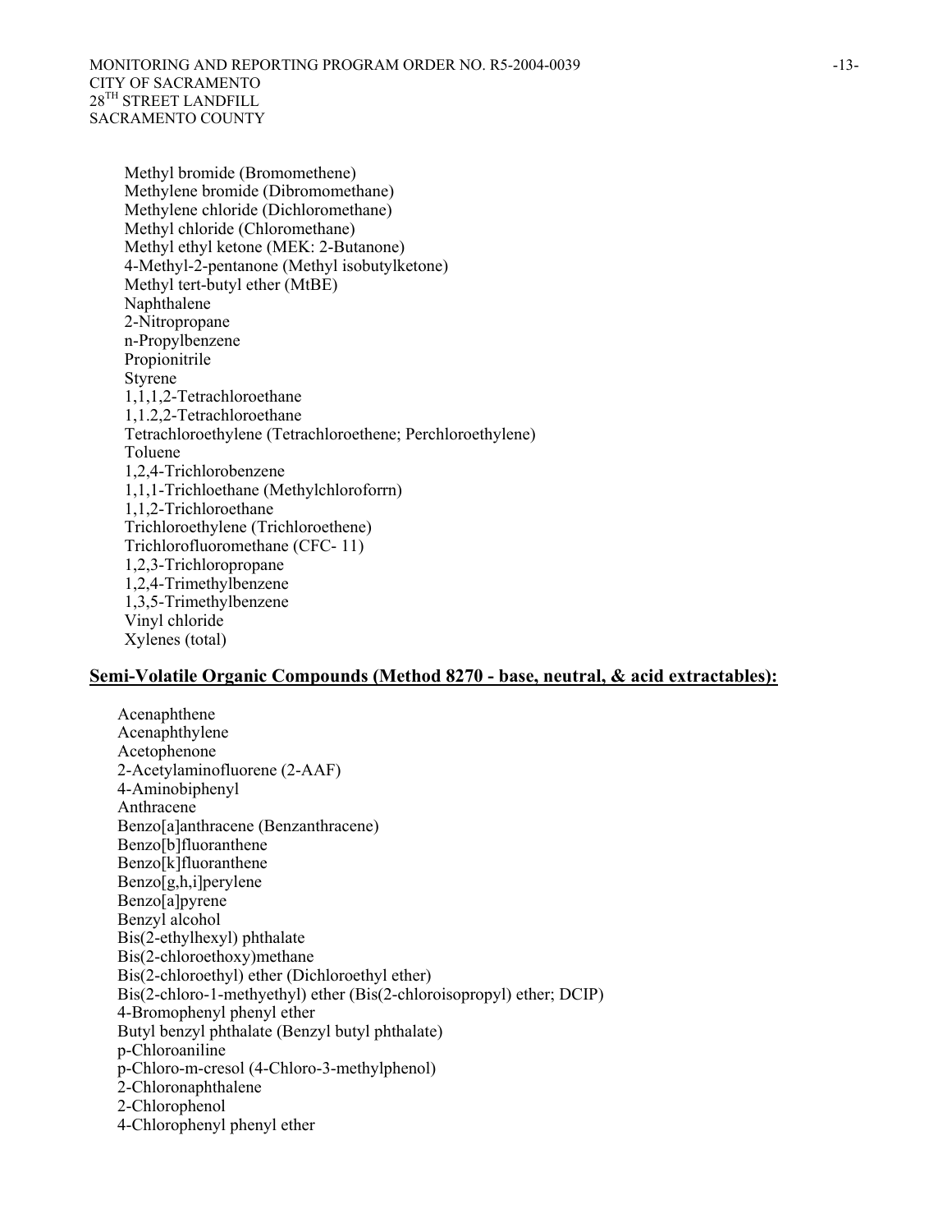Methyl bromide (Bromomethene)
Methylene bromide (Dibromomethane)
Methylene chloride (Dichloromethane)
Methyl chloride (Chloromethane)
Methyl ethyl ketone (MEK: 2-Butanone)
4-Methyl-2-pentanone (Methyl isobutylketone)
Methyl tert-butyl ether (MtBE)
Naphthalene
2-Nitropropane
n-Propylbenzene
Propionitrile
Styrene
1,1,1,2-Tetrachloroethane
1,1.2,2-Tetrachloroethane
Tetrachloroethylene (Tetrachloroethene; Perchloroethylene)
Toluene
1,2,4-Trichlorobenzene
1,1,1-Trichloethane (Methylchloroforrn)
1,1,2-Trichloroethane
Trichloroethylene (Trichloroethene)
Trichlorofluoromethane (CFC- 11)
1,2,3-Trichloropropane
1,2,4-Trimethylbenzene
1,3,5-Trimethylbenzene
Vinyl chloride
Xylenes (total)

**Semi-Volatile Organic Compounds (Method 8270 - base, neutral, & acid extractables):**

Acenaphthene
Acenaphthylene
Acetophenone
2-Acetylaminofluorene (2-AAF)
4-Aminobiphenyl
Anthracene
Benzo[a]anthracene (Benzanthracene)
Benzo[b]fluoranthene
Benzo[k]fluoranthene
Benzo[g,h,i]perylene
Benzo[a]pyrene
Benzyl alcohol
Bis(2-ethylhexyl) phthalate
Bis(2-chloroethoxy)methane
Bis(2-chloroethyl) ether (Dichloroethyl ether)
Bis(2-chloro-1-methyethyl) ether (Bis(2-chloroisopropyl) ether; DCIP)
4-Bromophenyl phenyl ether
Butyl benzyl phthalate (Benzyl butyl phthalate)
p-Chloroaniline
p-Chloro-m-cresol (4-Chloro-3-methylphenol)
2-Chloronaphthalene
2-Chlorophenol
4-Chlorophenyl phenyl ether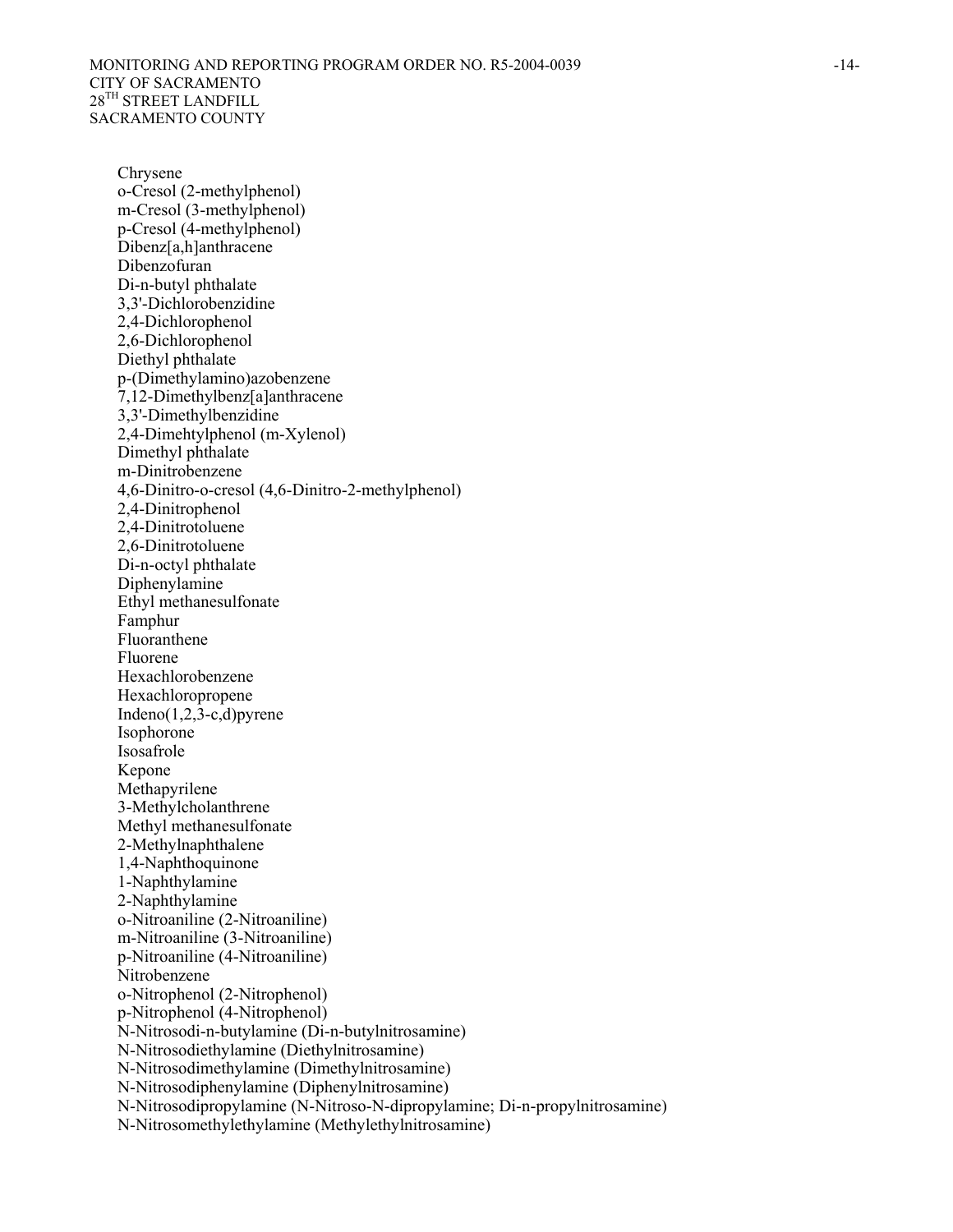Chrysene
o-Cresol (2-methylphenol)
m-Cresol (3-methylphenol)
p-Cresol (4-methylphenol)
Dibenz[a,h]anthracene
Dibenzofuran
Di-n-butyl phthalate
3,3'-Dichlorobenzidine
2,4-Dichlorophenol
2,6-Dichlorophenol
Diethyl phthalate
p-(Dimethylamino)azobenzene
7,12-Dimethylbenz[a]anthracene
3,3'-Dimethylbenzidine
2,4-Dimehtylphenol (m-Xylenol)
Dimethyl phthalate
m-Dinitrobenzene
4,6-Dinitro-o-cresol (4,6-Dinitro-2-methylphenol)
2,4-Dinitrophenol
2,4-Dinitrotoluene
2,6-Dinitrotoluene
Di-n-octyl phthalate
Diphenylamine
Ethyl methanesulfonate
Famphur
Fluoranthene
Fluorene
Hexachlorobenzene
Hexachloropropene
Indeno(1,2,3-c,d)pyrene
Isophorone
Isosafrole
Kepone
Methapyrilene
3-Methylcholanthrene
Methyl methanesulfonate
2-Methylnaphthalene
1,4-Naphthoquinone
1-Naphthylamine
2-Naphthylamine
o-Nitroaniline (2-Nitroaniline)
m-Nitroaniline (3-Nitroaniline)
p-Nitroaniline (4-Nitroaniline)
Nitrobenzene
o-Nitrophenol (2-Nitrophenol)
p-Nitrophenol (4-Nitrophenol)
N-Nitrosodi-n-butylamine (Di-n-butylnitrosamine)
N-Nitrosodiethylamine (Diethylnitrosamine)
N-Nitrosodimethylamine (Dimethylnitrosamine)
N-Nitrosodiphenylamine (Diphenylnitrosamine)
N-Nitrosodipropylamine (N-Nitroso-N-dipropylamine; Di-n-propylnitrosamine)
N-Nitrosomethylethylamine (Methylethylnitrosamine)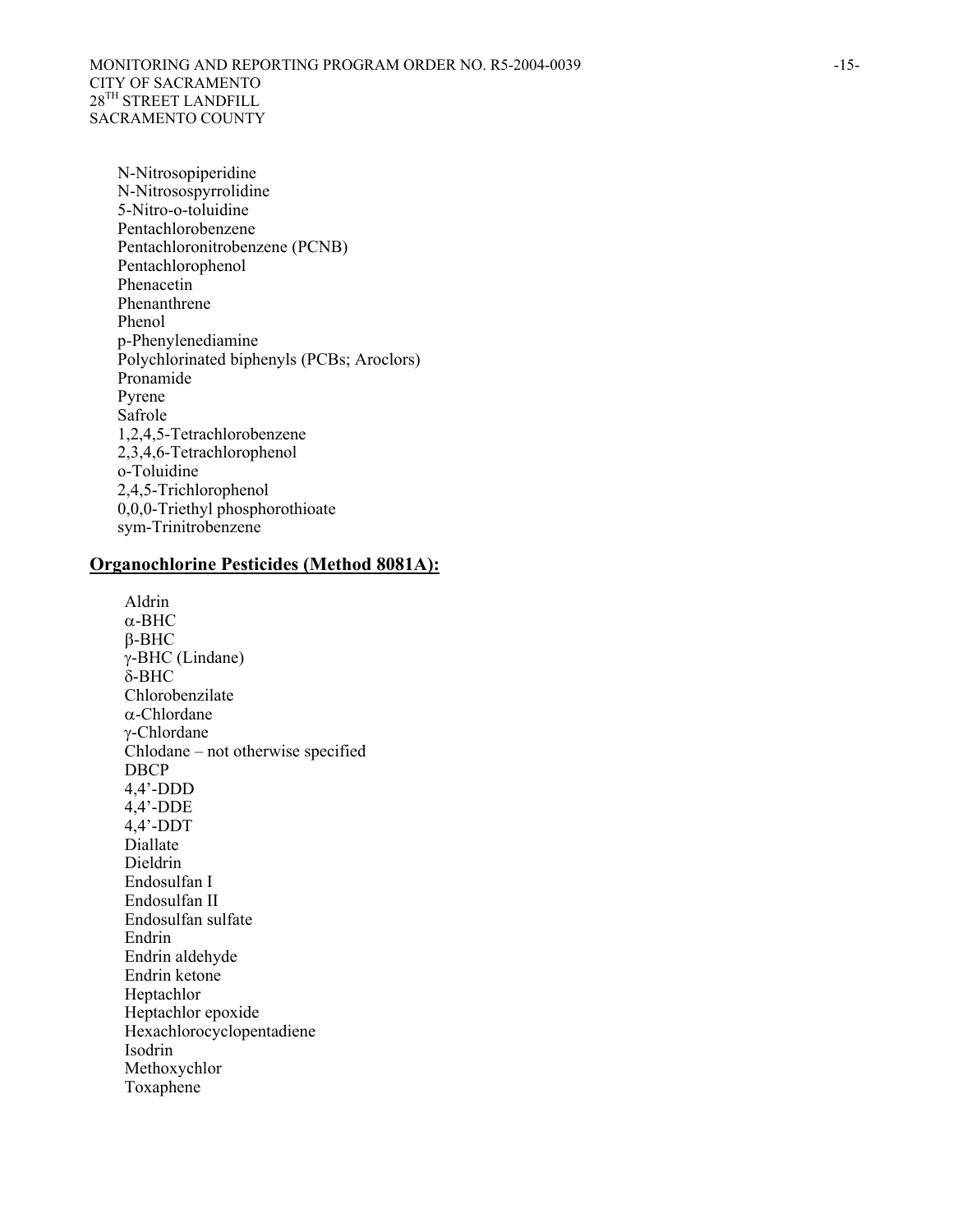N-Nitrosopiperidine
N-Nitrosospyrrolidine
5-Nitro-o-toluidine
Pentachlorobenzene
Pentachloronitrobenzene (PCNB)
Pentachlorophenol
Phenacetin
Phenanthrene
Phenol
p-Phenylenediamine
Polychlorinated biphenyls (PCBs; Aroclors)
Pronamide
Pyrene
Safrole
1,2,4,5-Tetrachlorobenzene
2,3,4,6-Tetrachlorophenol
o-Toluidine
2,4,5-Trichlorophenol
0,0,0-Triethyl phosphorothioate
sym-Trinitrobenzene

**Organochlorine Pesticides (Method 8081A):**

Aldrin
α-BHC
β-BHC
γ-BHC (Lindane)
δ-BHC
Chlorobenzilate
α-Chlordane
γ-Chlordane
Chlodane – not otherwise specified
DBCP
4,4'-DDD
4,4'-DDE
4,4'-DDT
Diallate
Dieldrin
Endosulfan I
Endosulfan II
Endosulfan sulfate
Endrin
Endrin aldehyde
Endrin ketone
Heptachlor
Heptachlor epoxide
Hexachlorocyclopentadiene
Isodrin
Methoxychlor
Toxaphene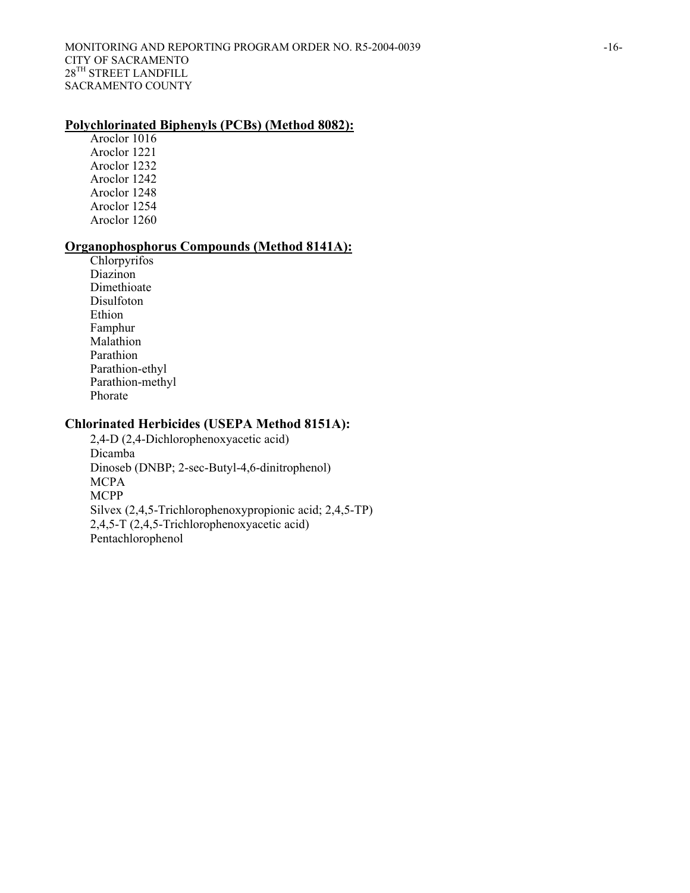**Polychlorinated Biphenyls (PCBs) (Method 8082):**

Aroclor 1016
Aroclor 1221
Aroclor 1232
Aroclor 1242
Aroclor 1248
Aroclor 1254
Aroclor 1260

**Organophosphorus Compounds (Method 8141A):**

Chlorpyrifos
Diazinon
Dimethioate
Disulfoton
Ethion
Famphur
Malathion
Parathion
Parathion-ethyl
Parathion-methyl
Phorate

**Chlorinated Herbicides (USEPA Method 8151A):**

2,4-D (2,4-Dichlorophenoxyacetic acid)
Dicamba
Dinoseb (DNBP; 2-sec-Butyl-4,6-dinitrophenol)
MCPA
MCPP
Silvex (2,4,5-Trichlorophenoxypropionic acid; 2,4,5-TP)
2,4,5-T (2,4,5-Trichlorophenoxyacetic acid)
Pentachlorophenol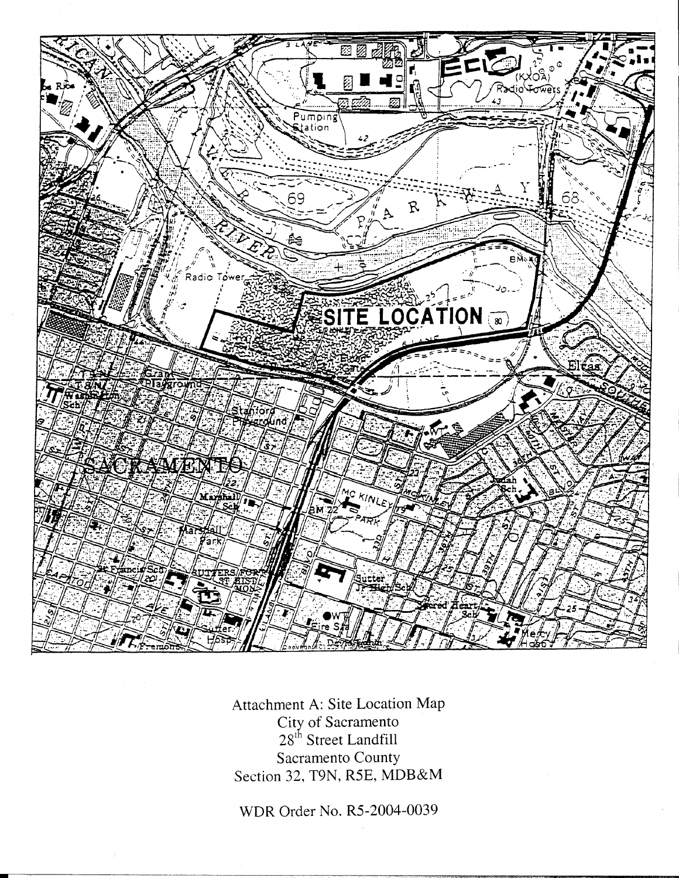Attachment A: Site Location Map
City of Sacramento
28th Street Landfill
Sacramento County
Section 32, T9N, R5E, MDB&M

WDR Order No. R5-2004-0039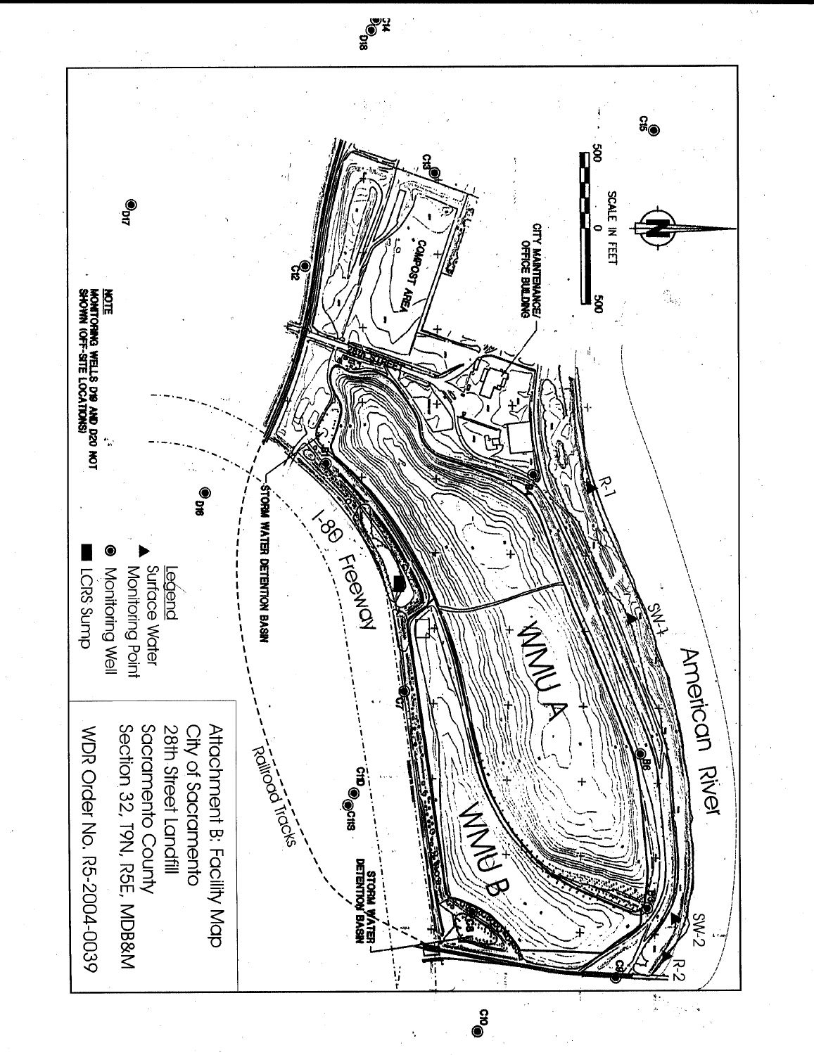Attachment B: Facility Map
City of Sacramento
28th Street Landfill
Sacramento County
Section 32, T9N, R5E, MDB&M
WDR Order No. R5-2004-0039

SCALE IN FEET

500 0 500

American River

WMU A

WMU B

COMPOST AREA

CITY MAINTENANCE/ OFFICE BUILDING

28TH STREET

STORM WATER DETENTION BASIN

STORM WATER DETENTION BASIN

I-80 Freeway

Railroad Tracks

R-1

SW-1

SW-2

R-2

C14
D18
C15
C13
C12
D17
D16
C7
C10
C11S
C10
B6
C8
C9

Legend
▲ Surface Water Monitoring Point
◉ Monitoring Well
■ LCRS Sump

**NOTE**
MONITORING WELLS D19 AND D20 NOT SHOWN (OFF-SITE LOCATIONS)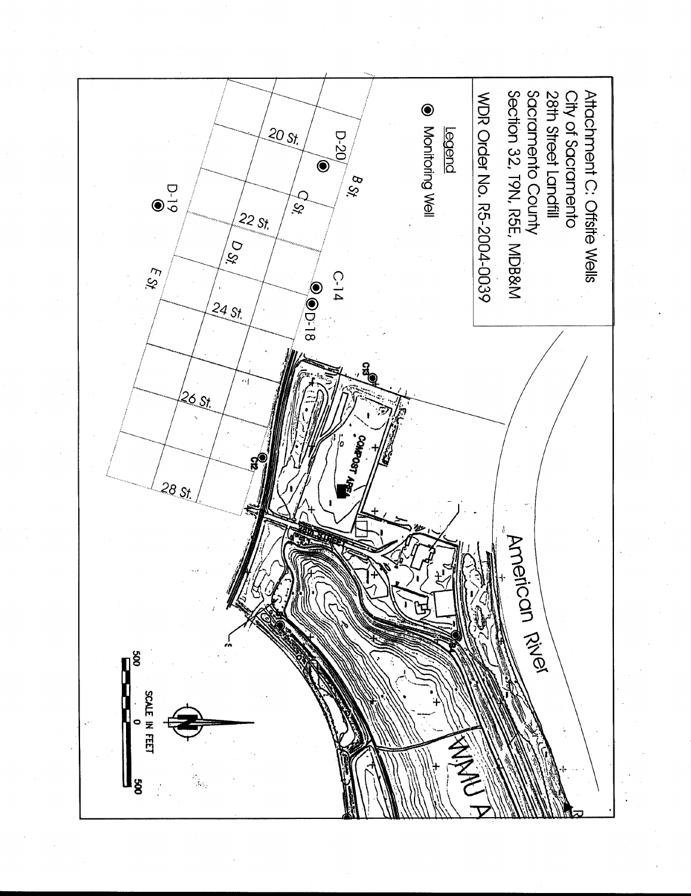Attachment C: Offsite Wells
City of Sacramento
28th Street Landfill
Sacramento County
Section 32, T9N, R5E, MDB&M
WDR Order No. R5-2004-0039

Legend

◉ Monitoring Well

American River

D-20

D-19

C-14

D-18

C13

C12

20 St.

22 St.

24 St.

26 St.

28 St.

B St.

C St.

D St.

E St.

COMPOST AREA

28th STREET

WMU A

SCALE IN FEET

500 0 500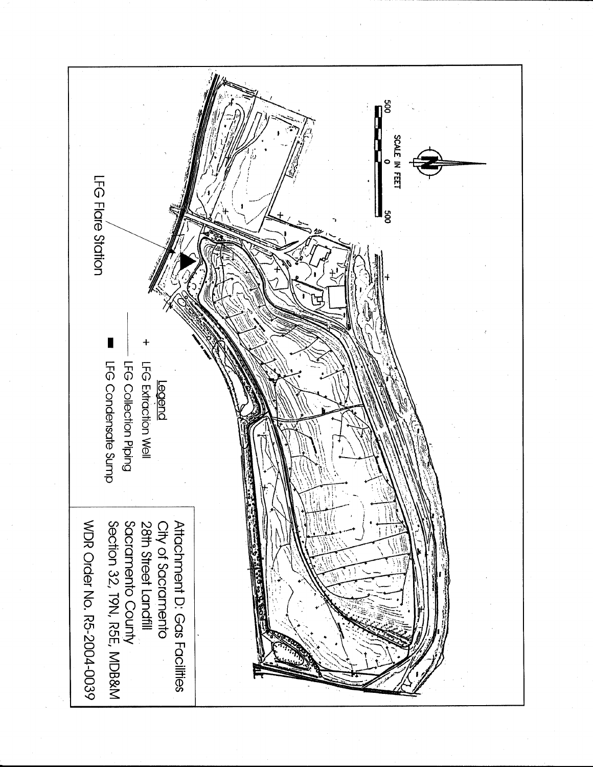SCALE IN FEET

500 0 500

LFG Flare Station

**Legend**

- + LFG Extraction Well
- —— LFG Collection Piping
- ■ LFG Condensate Sump

Attachment D: Gas Facilities
City of Sacramento
28th Street Landfill
Sacramento County
Section 32, T9N, R5E, MDB&M
WDR Order No. R5-2004-0039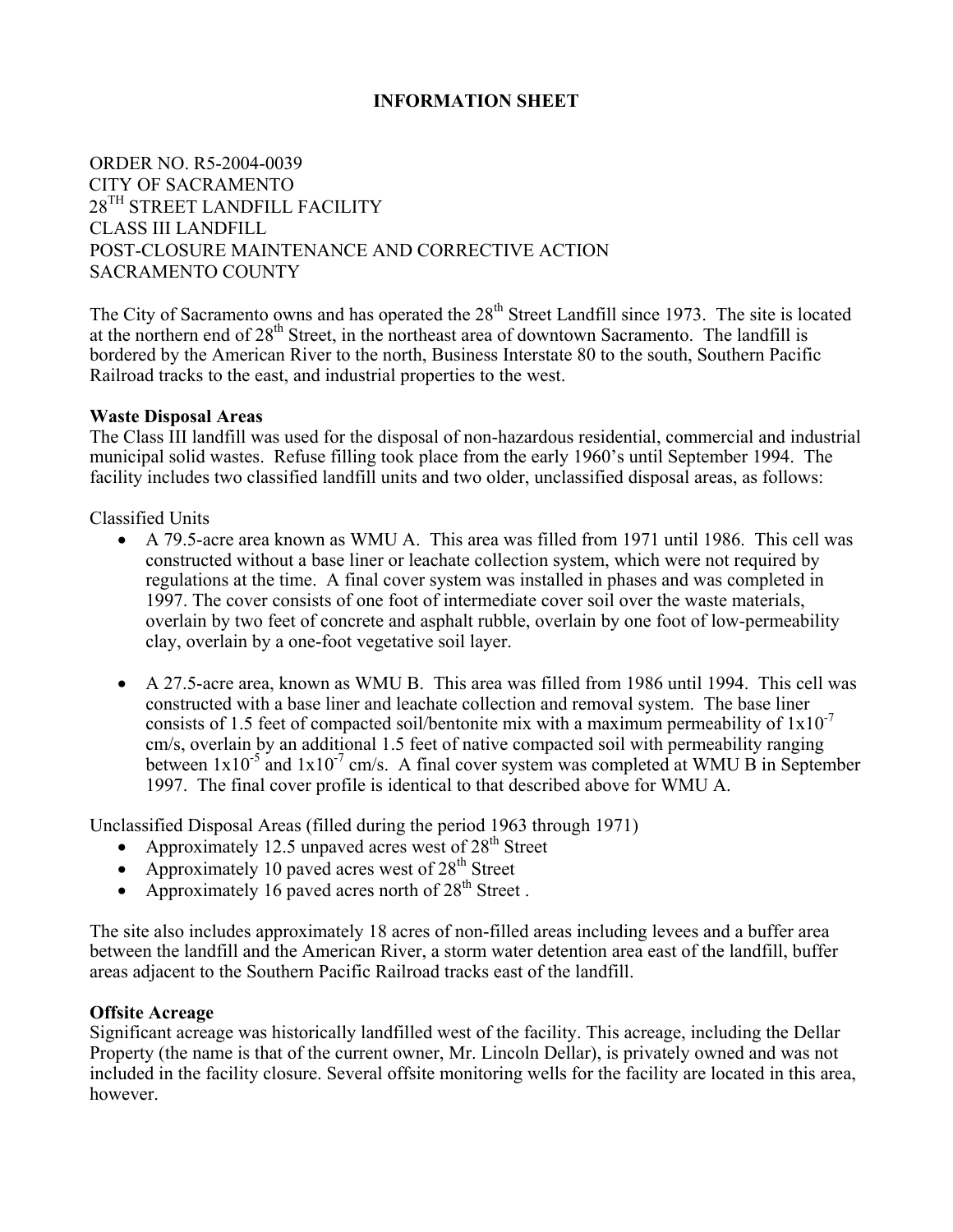# INFORMATION SHEET

ORDER NO. R5-2004-0039
CITY OF SACRAMENTO
28TH STREET LANDFILL FACILITY
CLASS III LANDFILL
POST-CLOSURE MAINTENANCE AND CORRECTIVE ACTION
SACRAMENTO COUNTY

The City of Sacramento owns and has operated the 28th Street Landfill since 1973. The site is located at the northern end of 28th Street, in the northeast area of downtown Sacramento. The landfill is bordered by the American River to the north, Business Interstate 80 to the south, Southern Pacific Railroad tracks to the east, and industrial properties to the west.

**Waste Disposal Areas**
The Class III landfill was used for the disposal of non-hazardous residential, commercial and industrial municipal solid wastes. Refuse filling took place from the early 1960's until September 1994. The facility includes two classified landfill units and two older, unclassified disposal areas, as follows:

Classified Units

- A 79.5-acre area known as WMU A. This area was filled from 1971 until 1986. This cell was constructed without a base liner or leachate collection system, which were not required by regulations at the time. A final cover system was installed in phases and was completed in 1997. The cover consists of one foot of intermediate cover soil over the waste materials, overlain by two feet of concrete and asphalt rubble, overlain by one foot of low-permeability clay, overlain by a one-foot vegetative soil layer.
- A 27.5-acre area, known as WMU B. This area was filled from 1986 until 1994. This cell was constructed with a base liner and leachate collection and removal system. The base liner consists of 1.5 feet of compacted soil/bentonite mix with a maximum permeability of $1 \times 10^{-7}$ cm/s, overlain by an additional 1.5 feet of native compacted soil with permeability ranging between $1 \times 10^{-5}$ and $1 \times 10^{-7}$ cm/s. A final cover system was completed at WMU B in September 1997. The final cover profile is identical to that described above for WMU A.

Unclassified Disposal Areas (filled during the period 1963 through 1971)

- Approximately 12.5 unpaved acres west of 28th Street
- Approximately 10 paved acres west of 28th Street
- Approximately 16 paved acres north of 28th Street .

The site also includes approximately 18 acres of non-filled areas including levees and a buffer area between the landfill and the American River, a storm water detention area east of the landfill, buffer areas adjacent to the Southern Pacific Railroad tracks east of the landfill.

**Offsite Acreage**
Significant acreage was historically landfilled west of the facility. This acreage, including the Dellar Property (the name is that of the current owner, Mr. Lincoln Dellar), is privately owned and was not included in the facility closure. Several offsite monitoring wells for the facility are located in this area, however.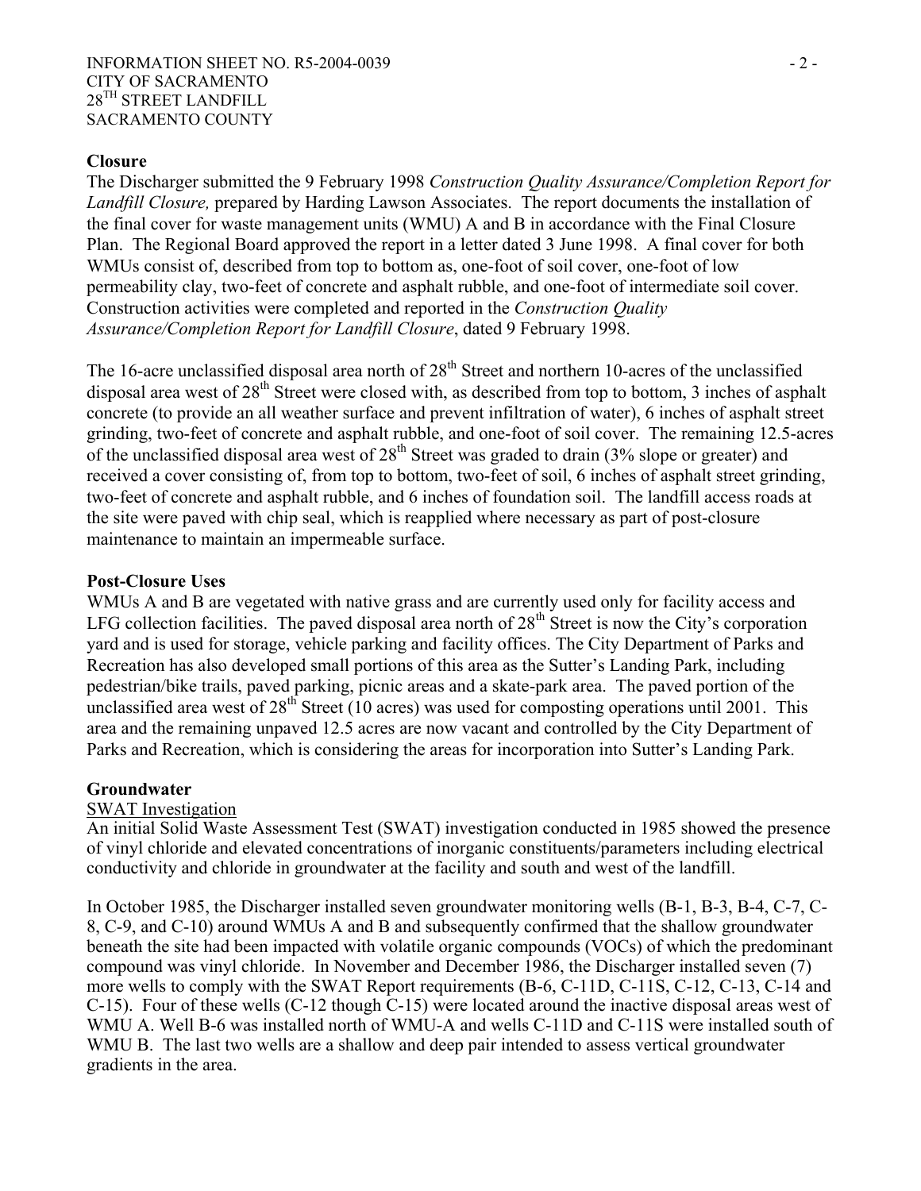**Closure**

The Discharger submitted the 9 February 1998 *Construction Quality Assurance/Completion Report for Landfill Closure,* prepared by Harding Lawson Associates. The report documents the installation of the final cover for waste management units (WMU) A and B in accordance with the Final Closure Plan. The Regional Board approved the report in a letter dated 3 June 1998. A final cover for both WMUs consist of, described from top to bottom as, one-foot of soil cover, one-foot of low permeability clay, two-feet of concrete and asphalt rubble, and one-foot of intermediate soil cover. Construction activities were completed and reported in the *Construction Quality Assurance/Completion Report for Landfill Closure*, dated 9 February 1998.

The 16-acre unclassified disposal area north of 28th Street and northern 10-acres of the unclassified disposal area west of 28th Street were closed with, as described from top to bottom, 3 inches of asphalt concrete (to provide an all weather surface and prevent infiltration of water), 6 inches of asphalt street grinding, two-feet of concrete and asphalt rubble, and one-foot of soil cover. The remaining 12.5-acres of the unclassified disposal area west of 28th Street was graded to drain (3% slope or greater) and received a cover consisting of, from top to bottom, two-feet of soil, 6 inches of asphalt street grinding, two-feet of concrete and asphalt rubble, and 6 inches of foundation soil. The landfill access roads at the site were paved with chip seal, which is reapplied where necessary as part of post-closure maintenance to maintain an impermeable surface.

**Post-Closure Uses**

WMUs A and B are vegetated with native grass and are currently used only for facility access and LFG collection facilities. The paved disposal area north of 28th Street is now the City's corporation yard and is used for storage, vehicle parking and facility offices. The City Department of Parks and Recreation has also developed small portions of this area as the Sutter's Landing Park, including pedestrian/bike trails, paved parking, picnic areas and a skate-park area. The paved portion of the unclassified area west of 28th Street (10 acres) was used for composting operations until 2001. This area and the remaining unpaved 12.5 acres are now vacant and controlled by the City Department of Parks and Recreation, which is considering the areas for incorporation into Sutter's Landing Park.

**Groundwater**

SWAT Investigation

An initial Solid Waste Assessment Test (SWAT) investigation conducted in 1985 showed the presence of vinyl chloride and elevated concentrations of inorganic constituents/parameters including electrical conductivity and chloride in groundwater at the facility and south and west of the landfill.

In October 1985, the Discharger installed seven groundwater monitoring wells (B-1, B-3, B-4, C-7, C-8, C-9, and C-10) around WMUs A and B and subsequently confirmed that the shallow groundwater beneath the site had been impacted with volatile organic compounds (VOCs) of which the predominant compound was vinyl chloride. In November and December 1986, the Discharger installed seven (7) more wells to comply with the SWAT Report requirements (B-6, C-11D, C-11S, C-12, C-13, C-14 and C-15). Four of these wells (C-12 though C-15) were located around the inactive disposal areas west of WMU A. Well B-6 was installed north of WMU-A and wells C-11D and C-11S were installed south of WMU B. The last two wells are a shallow and deep pair intended to assess vertical groundwater gradients in the area.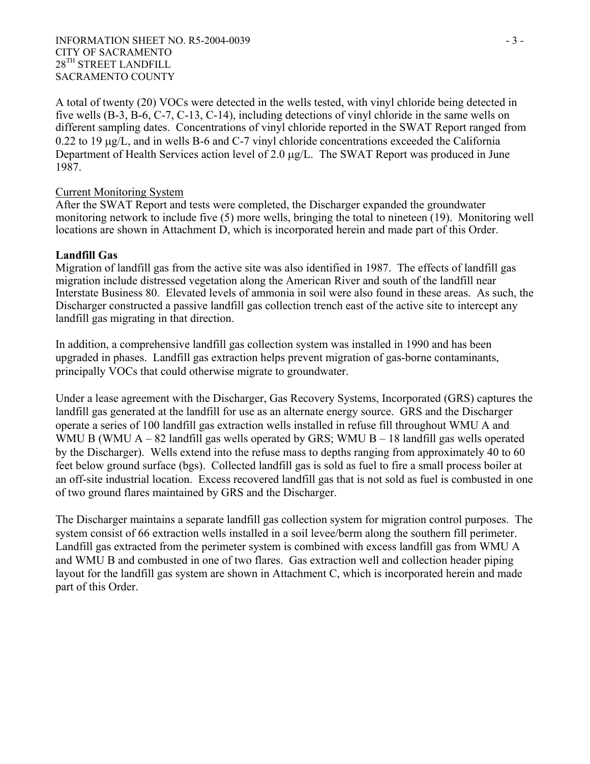A total of twenty (20) VOCs were detected in the wells tested, with vinyl chloride being detected in five wells (B-3, B-6, C-7, C-13, C-14), including detections of vinyl chloride in the same wells on different sampling dates. Concentrations of vinyl chloride reported in the SWAT Report ranged from 0.22 to 19 μg/L, and in wells B-6 and C-7 vinyl chloride concentrations exceeded the California Department of Health Services action level of 2.0 μg/L. The SWAT Report was produced in June 1987.

Current Monitoring System

After the SWAT Report and tests were completed, the Discharger expanded the groundwater monitoring network to include five (5) more wells, bringing the total to nineteen (19). Monitoring well locations are shown in Attachment D, which is incorporated herein and made part of this Order.

**Landfill Gas**

Migration of landfill gas from the active site was also identified in 1987. The effects of landfill gas migration include distressed vegetation along the American River and south of the landfill near Interstate Business 80. Elevated levels of ammonia in soil were also found in these areas. As such, the Discharger constructed a passive landfill gas collection trench east of the active site to intercept any landfill gas migrating in that direction.

In addition, a comprehensive landfill gas collection system was installed in 1990 and has been upgraded in phases. Landfill gas extraction helps prevent migration of gas-borne contaminants, principally VOCs that could otherwise migrate to groundwater.

Under a lease agreement with the Discharger, Gas Recovery Systems, Incorporated (GRS) captures the landfill gas generated at the landfill for use as an alternate energy source. GRS and the Discharger operate a series of 100 landfill gas extraction wells installed in refuse fill throughout WMU A and WMU B (WMU A – 82 landfill gas wells operated by GRS; WMU B – 18 landfill gas wells operated by the Discharger). Wells extend into the refuse mass to depths ranging from approximately 40 to 60 feet below ground surface (bgs). Collected landfill gas is sold as fuel to fire a small process boiler at an off-site industrial location. Excess recovered landfill gas that is not sold as fuel is combusted in one of two ground flares maintained by GRS and the Discharger.

The Discharger maintains a separate landfill gas collection system for migration control purposes. The system consist of 66 extraction wells installed in a soil levee/berm along the southern fill perimeter. Landfill gas extracted from the perimeter system is combined with excess landfill gas from WMU A and WMU B and combusted in one of two flares. Gas extraction well and collection header piping layout for the landfill gas system are shown in Attachment C, which is incorporated herein and made part of this Order.